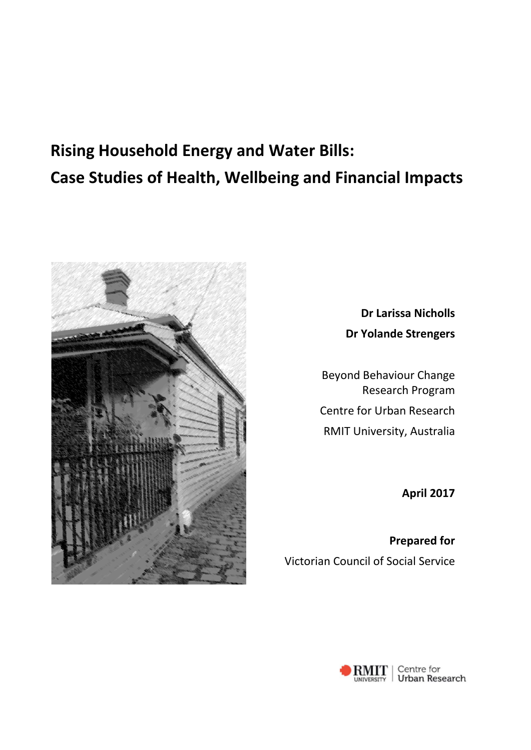# Rising Household Energy and Water Bills: Case Studies of Health, Wellbeing and Financial Impacts

**Dr Larissa Nicholls**

**Dr Yolande Strengers**

Beyond Behaviour Change Research Program

Centre for Urban Research

RMIT University, Australia

**April 2017**

**Prepared for**

Victorian Council of Social Service

RMIT University | Centre for Urban Research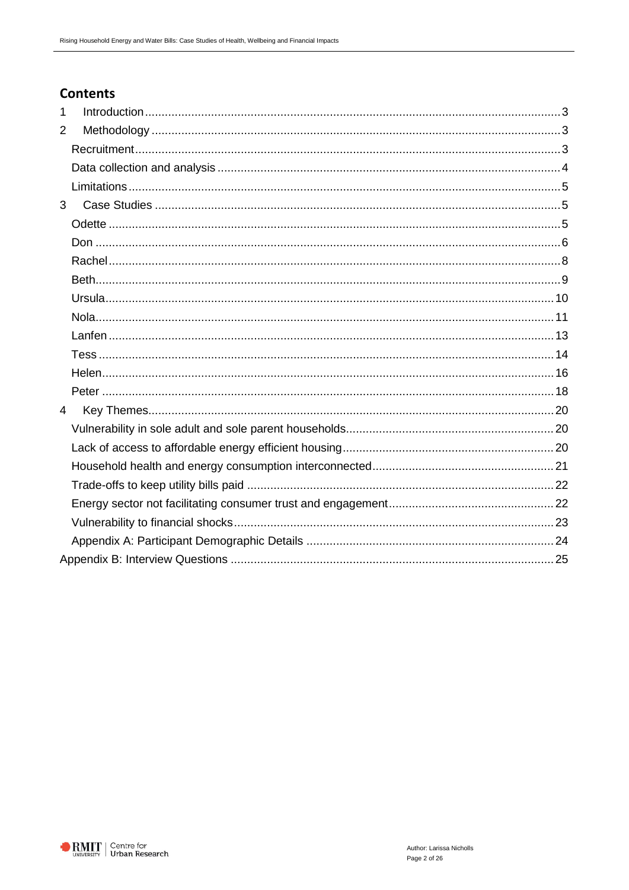## Contents

1 Introduction ... 3
2 Methodology ... 3
 Recruitment ... 3
 Data collection and analysis ... 4
 Limitations ... 5
3 Case Studies ... 5
 Odette ... 5
 Don ... 6
 Rachel ... 8
 Beth ... 9
 Ursula ... 10
 Nola ... 11
 Lanfen ... 13
 Tess ... 14
 Helen ... 16
 Peter ... 18
4 Key Themes ... 20
 Vulnerability in sole adult and sole parent households ... 20
 Lack of access to affordable energy efficient housing ... 20
 Household health and energy consumption interconnected ... 21
 Trade-offs to keep utility bills paid ... 22
 Energy sector not facilitating consumer trust and engagement ... 22
 Vulnerability to financial shocks ... 23
 Appendix A: Participant Demographic Details ... 24
Appendix B: Interview Questions ... 25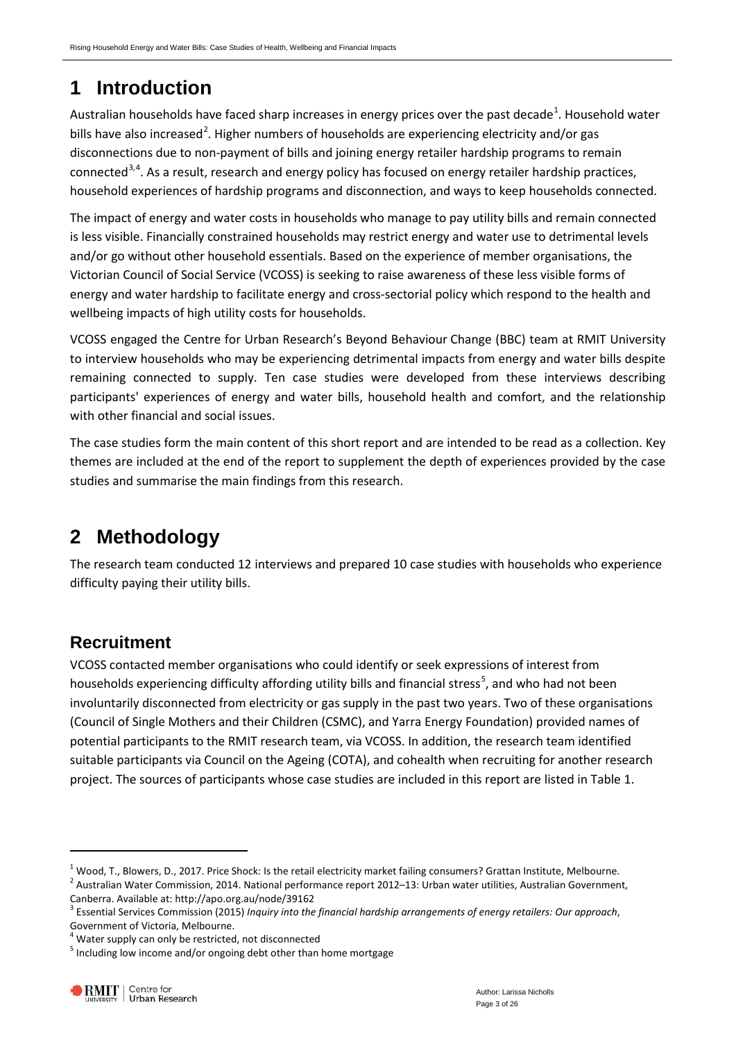# 1 Introduction

Australian households have faced sharp increases in energy prices over the past decade[1]. Household water bills have also increased[2]. Higher numbers of households are experiencing electricity and/or gas disconnections due to non-payment of bills and joining energy retailer hardship programs to remain connected[3,4]. As a result, research and energy policy has focused on energy retailer hardship practices, household experiences of hardship programs and disconnection, and ways to keep households connected.

The impact of energy and water costs in households who manage to pay utility bills and remain connected is less visible. Financially constrained households may restrict energy and water use to detrimental levels and/or go without other household essentials. Based on the experience of member organisations, the Victorian Council of Social Service (VCOSS) is seeking to raise awareness of these less visible forms of energy and water hardship to facilitate energy and cross-sectorial policy which respond to the health and wellbeing impacts of high utility costs for households.

VCOSS engaged the Centre for Urban Research's Beyond Behaviour Change (BBC) team at RMIT University to interview households who may be experiencing detrimental impacts from energy and water bills despite remaining connected to supply. Ten case studies were developed from these interviews describing participants' experiences of energy and water bills, household health and comfort, and the relationship with other financial and social issues.

The case studies form the main content of this short report and are intended to be read as a collection. Key themes are included at the end of the report to supplement the depth of experiences provided by the case studies and summarise the main findings from this research.

# 2 Methodology

The research team conducted 12 interviews and prepared 10 case studies with households who experience difficulty paying their utility bills.

## Recruitment

VCOSS contacted member organisations who could identify or seek expressions of interest from households experiencing difficulty affording utility bills and financial stress[5], and who had not been involuntarily disconnected from electricity or gas supply in the past two years. Two of these organisations (Council of Single Mothers and their Children (CSMC), and Yarra Energy Foundation) provided names of potential participants to the RMIT research team, via VCOSS. In addition, the research team identified suitable participants via Council on the Ageing (COTA), and cohealth when recruiting for another research project. The sources of participants whose case studies are included in this report are listed in Table 1.

---

[1] Wood, T., Blowers, D., 2017. Price Shock: Is the retail electricity market failing consumers? Grattan Institute, Melbourne.

[2] Australian Water Commission, 2014. National performance report 2012–13: Urban water utilities, Australian Government, Canberra. Available at: http://apo.org.au/node/39162

[3] Essential Services Commission (2015) *Inquiry into the financial hardship arrangements of energy retailers: Our approach*, Government of Victoria, Melbourne.

[4] Water supply can only be restricted, not disconnected

[5] Including low income and/or ongoing debt other than home mortgage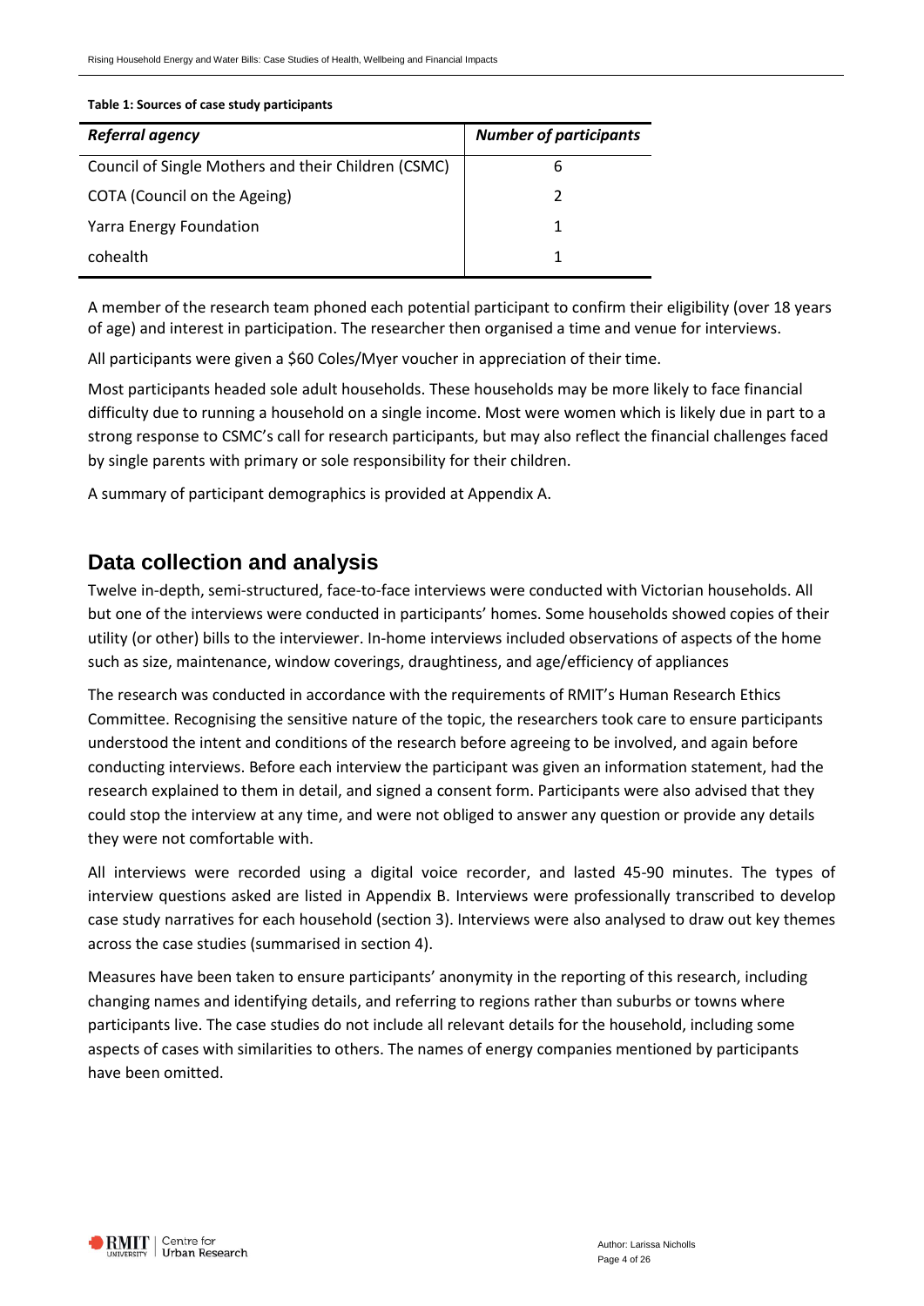**Table 1: Sources of case study participants**

| *Referral agency* | *Number of participants* |
| --- | --- |
| Council of Single Mothers and their Children (CSMC) | 6 |
| COTA (Council on the Ageing) | 2 |
| Yarra Energy Foundation | 1 |
| cohealth | 1 |

A member of the research team phoned each potential participant to confirm their eligibility (over 18 years of age) and interest in participation. The researcher then organised a time and venue for interviews.

All participants were given a $60 Coles/Myer voucher in appreciation of their time.

Most participants headed sole adult households. These households may be more likely to face financial difficulty due to running a household on a single income. Most were women which is likely due in part to a strong response to CSMC's call for research participants, but may also reflect the financial challenges faced by single parents with primary or sole responsibility for their children.

A summary of participant demographics is provided at Appendix A.

## Data collection and analysis

Twelve in-depth, semi-structured, face-to-face interviews were conducted with Victorian households. All but one of the interviews were conducted in participants' homes. Some households showed copies of their utility (or other) bills to the interviewer. In-home interviews included observations of aspects of the home such as size, maintenance, window coverings, draughtiness, and age/efficiency of appliances

The research was conducted in accordance with the requirements of RMIT's Human Research Ethics Committee. Recognising the sensitive nature of the topic, the researchers took care to ensure participants understood the intent and conditions of the research before agreeing to be involved, and again before conducting interviews. Before each interview the participant was given an information statement, had the research explained to them in detail, and signed a consent form. Participants were also advised that they could stop the interview at any time, and were not obliged to answer any question or provide any details they were not comfortable with.

All interviews were recorded using a digital voice recorder, and lasted 45-90 minutes. The types of interview questions asked are listed in Appendix B. Interviews were professionally transcribed to develop case study narratives for each household (section 3). Interviews were also analysed to draw out key themes across the case studies (summarised in section 4).

Measures have been taken to ensure participants' anonymity in the reporting of this research, including changing names and identifying details, and referring to regions rather than suburbs or towns where participants live. The case studies do not include all relevant details for the household, including some aspects of cases with similarities to others. The names of energy companies mentioned by participants have been omitted.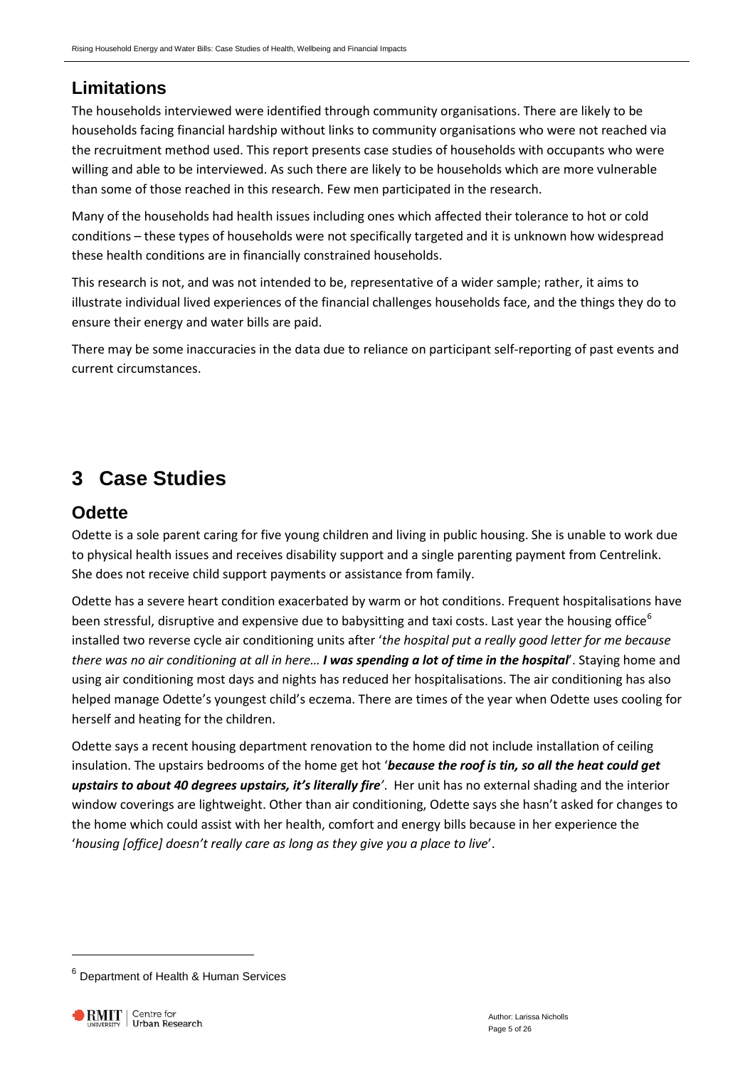## Limitations

The households interviewed were identified through community organisations. There are likely to be households facing financial hardship without links to community organisations who were not reached via the recruitment method used. This report presents case studies of households with occupants who were willing and able to be interviewed. As such there are likely to be households which are more vulnerable than some of those reached in this research. Few men participated in the research.

Many of the households had health issues including ones which affected their tolerance to hot or cold conditions – these types of households were not specifically targeted and it is unknown how widespread these health conditions are in financially constrained households.

This research is not, and was not intended to be, representative of a wider sample; rather, it aims to illustrate individual lived experiences of the financial challenges households face, and the things they do to ensure their energy and water bills are paid.

There may be some inaccuracies in the data due to reliance on participant self-reporting of past events and current circumstances.

# 3 Case Studies

## Odette

Odette is a sole parent caring for five young children and living in public housing. She is unable to work due to physical health issues and receives disability support and a single parenting payment from Centrelink. She does not receive child support payments or assistance from family.

Odette has a severe heart condition exacerbated by warm or hot conditions. Frequent hospitalisations have been stressful, disruptive and expensive due to babysitting and taxi costs. Last year the housing office[6] installed two reverse cycle air conditioning units after '*the hospital put a really good letter for me because there was no air conditioning at all in here… **I was spending a lot of time in the hospital***'. Staying home and using air conditioning most days and nights has reduced her hospitalisations. The air conditioning has also helped manage Odette's youngest child's eczema. There are times of the year when Odette uses cooling for herself and heating for the children.

Odette says a recent housing department renovation to the home did not include installation of ceiling insulation. The upstairs bedrooms of the home get hot '***because the roof is tin, so all the heat could get upstairs to about 40 degrees upstairs, it's literally fire***'. Her unit has no external shading and the interior window coverings are lightweight. Other than air conditioning, Odette says she hasn't asked for changes to the home which could assist with her health, comfort and energy bills because in her experience the '*housing [office] doesn't really care as long as they give you a place to live*'.

[6] Department of Health & Human Services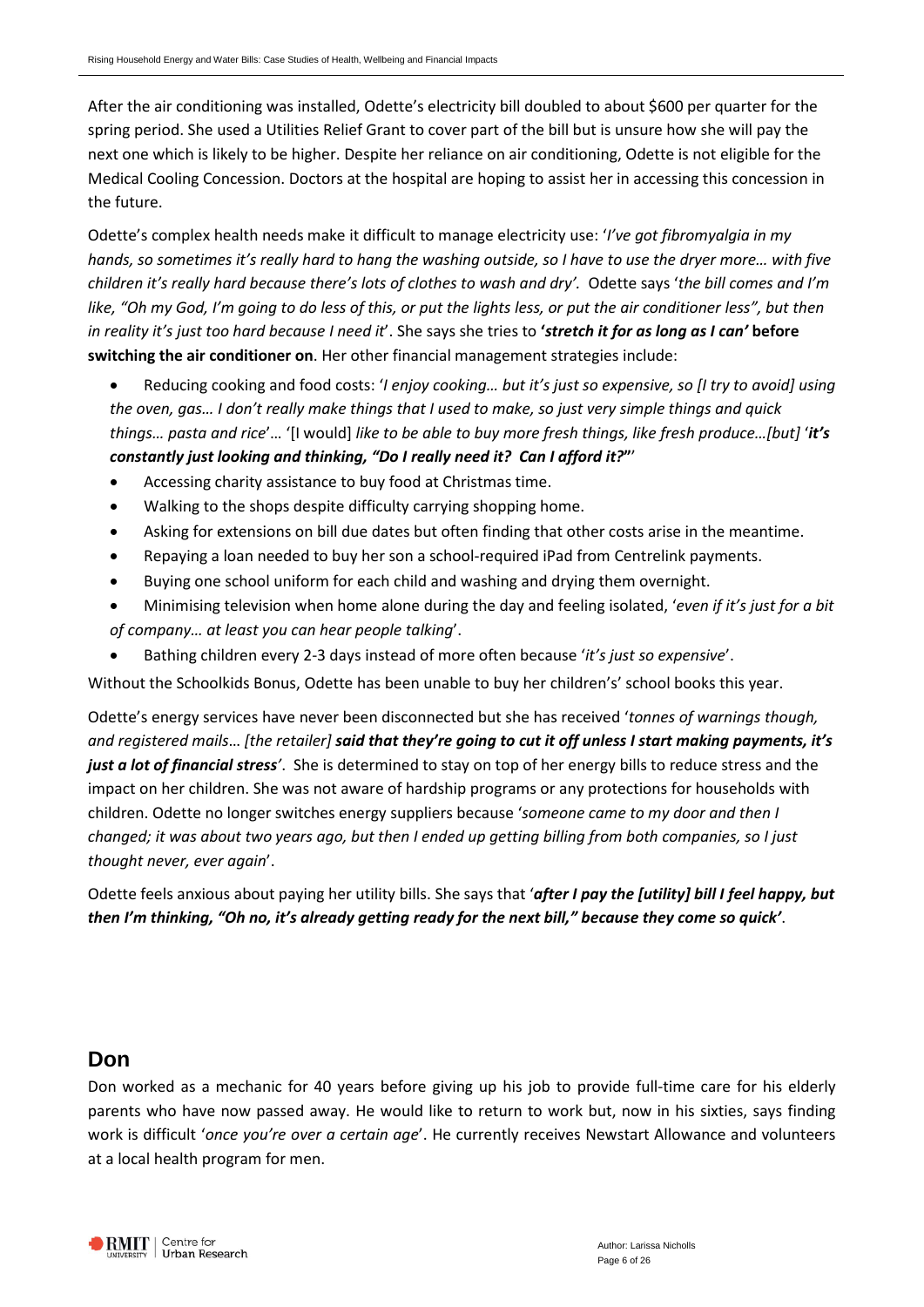After the air conditioning was installed, Odette's electricity bill doubled to about $600 per quarter for the spring period. She used a Utilities Relief Grant to cover part of the bill but is unsure how she will pay the next one which is likely to be higher. Despite her reliance on air conditioning, Odette is not eligible for the Medical Cooling Concession. Doctors at the hospital are hoping to assist her in accessing this concession in the future.

Odette's complex health needs make it difficult to manage electricity use: '*I've got fibromyalgia in my hands, so sometimes it's really hard to hang the washing outside, so I have to use the dryer more… with five children it's really hard because there's lots of clothes to wash and dry'.* Odette says '*the bill comes and I'm like, "Oh my God, I'm going to do less of this, or put the lights less, or put the air conditioner less", but then in reality it's just too hard because I need it*'. She says she tries to **'*stretch it for as long as I can'* before switching the air conditioner on**. Her other financial management strategies include:

- Reducing cooking and food costs: '*I enjoy cooking… but it's just so expensive, so [I try to avoid] using the oven, gas… I don't really make things that I used to make, so just very simple things and quick things… pasta and rice*'… '[I would] *like to be able to buy more fresh things, like fresh produce…[but]* '***it's constantly just looking and thinking, "Do I really need it? Can I afford it?"***''
- Accessing charity assistance to buy food at Christmas time.
- Walking to the shops despite difficulty carrying shopping home.
- Asking for extensions on bill due dates but often finding that other costs arise in the meantime.
- Repaying a loan needed to buy her son a school-required iPad from Centrelink payments.
- Buying one school uniform for each child and washing and drying them overnight.
- Minimising television when home alone during the day and feeling isolated, '*even if it's just for a bit of company… at least you can hear people talking*'.
- Bathing children every 2-3 days instead of more often because '*it's just so expensive*'.

Without the Schoolkids Bonus, Odette has been unable to buy her children's' school books this year.

Odette's energy services have never been disconnected but she has received '*tonnes of warnings though, and registered mails… [the retailer]* ***said that they're going to cut it off unless I start making payments, it's just a lot of financial stress***'. She is determined to stay on top of her energy bills to reduce stress and the impact on her children. She was not aware of hardship programs or any protections for households with children. Odette no longer switches energy suppliers because '*someone came to my door and then I changed; it was about two years ago, but then I ended up getting billing from both companies, so I just thought never, ever again*'.

Odette feels anxious about paying her utility bills. She says that '***after I pay the [utility] bill I feel happy, but then I'm thinking, "Oh no, it's already getting ready for the next bill," because they come so quick***'.

## Don

Don worked as a mechanic for 40 years before giving up his job to provide full-time care for his elderly parents who have now passed away. He would like to return to work but, now in his sixties, says finding work is difficult '*once you're over a certain age*'. He currently receives Newstart Allowance and volunteers at a local health program for men.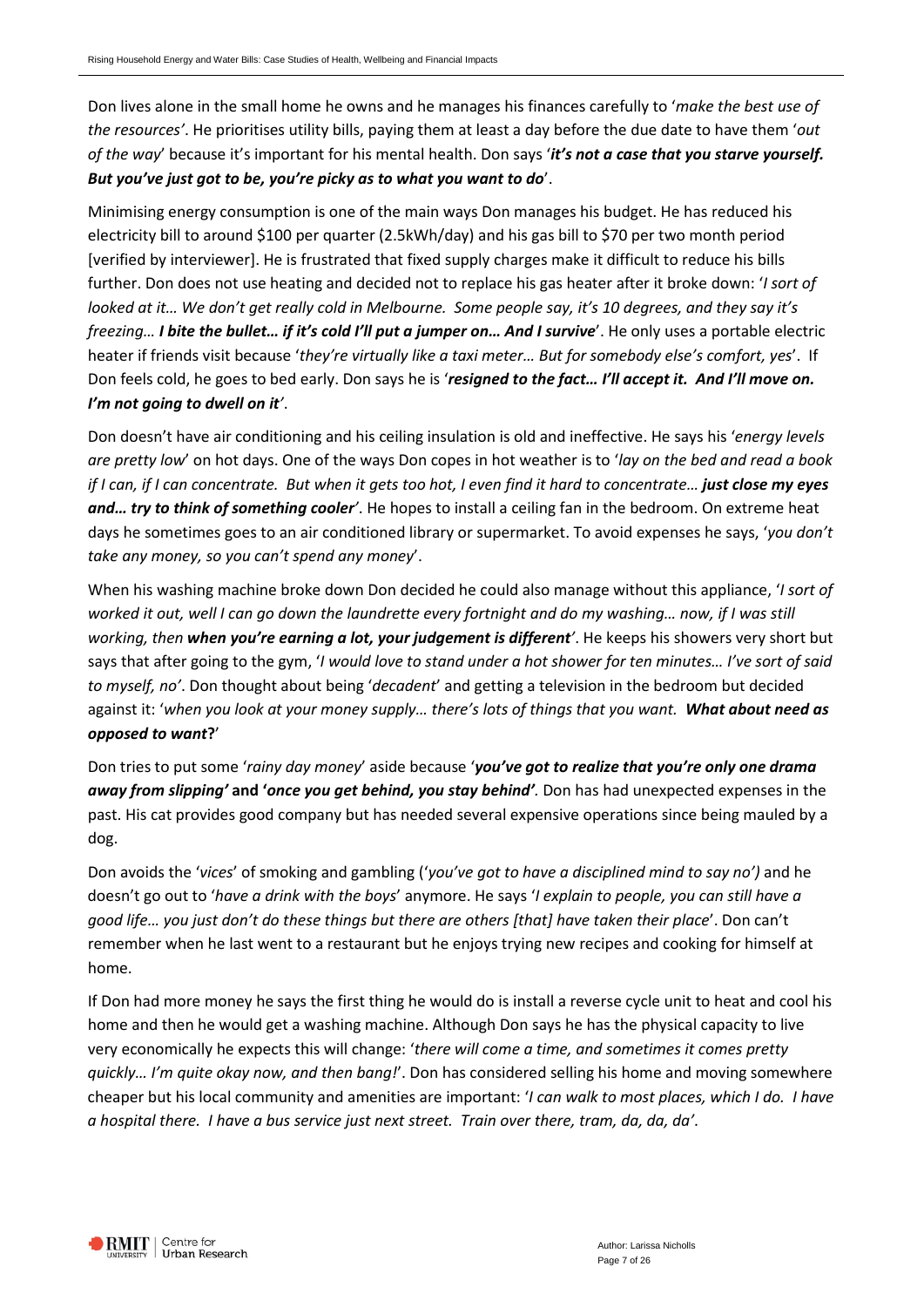Don lives alone in the small home he owns and he manages his finances carefully to '*make the best use of the resources'*. He prioritises utility bills, paying them at least a day before the due date to have them '*out of the way*' because it's important for his mental health. Don says '***it's not a case that you starve yourself. But you've just got to be, you're picky as to what you want to do***'.

Minimising energy consumption is one of the main ways Don manages his budget. He has reduced his electricity bill to around $100 per quarter (2.5kWh/day) and his gas bill to $70 per two month period [verified by interviewer]. He is frustrated that fixed supply charges make it difficult to reduce his bills further. Don does not use heating and decided not to replace his gas heater after it broke down: '*I sort of looked at it… We don't get really cold in Melbourne. Some people say, it's 10 degrees, and they say it's freezing…* ***I bite the bullet… if it's cold I'll put a jumper on… And I survive***'. He only uses a portable electric heater if friends visit because '*they're virtually like a taxi meter… But for somebody else's comfort, yes*'. If Don feels cold, he goes to bed early. Don says he is '***resigned to the fact… I'll accept it. And I'll move on. I'm not going to dwell on it****'*.

Don doesn't have air conditioning and his ceiling insulation is old and ineffective. He says his '*energy levels are pretty low*' on hot days. One of the ways Don copes in hot weather is to '*lay on the bed and read a book if I can, if I can concentrate. But when it gets too hot, I even find it hard to concentrate…* ***just close my eyes and… try to think of something cooler****'*. He hopes to install a ceiling fan in the bedroom. On extreme heat days he sometimes goes to an air conditioned library or supermarket. To avoid expenses he says, '*you don't take any money, so you can't spend any money*'.

When his washing machine broke down Don decided he could also manage without this appliance, '*I sort of worked it out, well I can go down the laundrette every fortnight and do my washing… now, if I was still working, then* ***when you're earning a lot, your judgement is different****'*. He keeps his showers very short but says that after going to the gym, '*I would love to stand under a hot shower for ten minutes… I've sort of said to myself, no'*. Don thought about being '*decadent*' and getting a television in the bedroom but decided against it: '*when you look at your money supply… there's lots of things that you want.* ***What about need as opposed to want*?**'

Don tries to put some '*rainy day money*' aside because '***you've got to realize that you're only one drama away from slipping'* and '*once you get behind, you stay behind'***. Don has had unexpected expenses in the past. His cat provides good company but has needed several expensive operations since being mauled by a dog.

Don avoids the '*vices*' of smoking and gambling ('*you've got to have a disciplined mind to say no')* and he doesn't go out to '*have a drink with the boys*' anymore. He says '*I explain to people, you can still have a good life… you just don't do these things but there are others [that] have taken their place*'. Don can't remember when he last went to a restaurant but he enjoys trying new recipes and cooking for himself at home.

If Don had more money he says the first thing he would do is install a reverse cycle unit to heat and cool his home and then he would get a washing machine. Although Don says he has the physical capacity to live very economically he expects this will change: '*there will come a time, and sometimes it comes pretty quickly… I'm quite okay now, and then bang!*'. Don has considered selling his home and moving somewhere cheaper but his local community and amenities are important: '*I can walk to most places, which I do. I have a hospital there. I have a bus service just next street. Train over there, tram, da, da, da'*.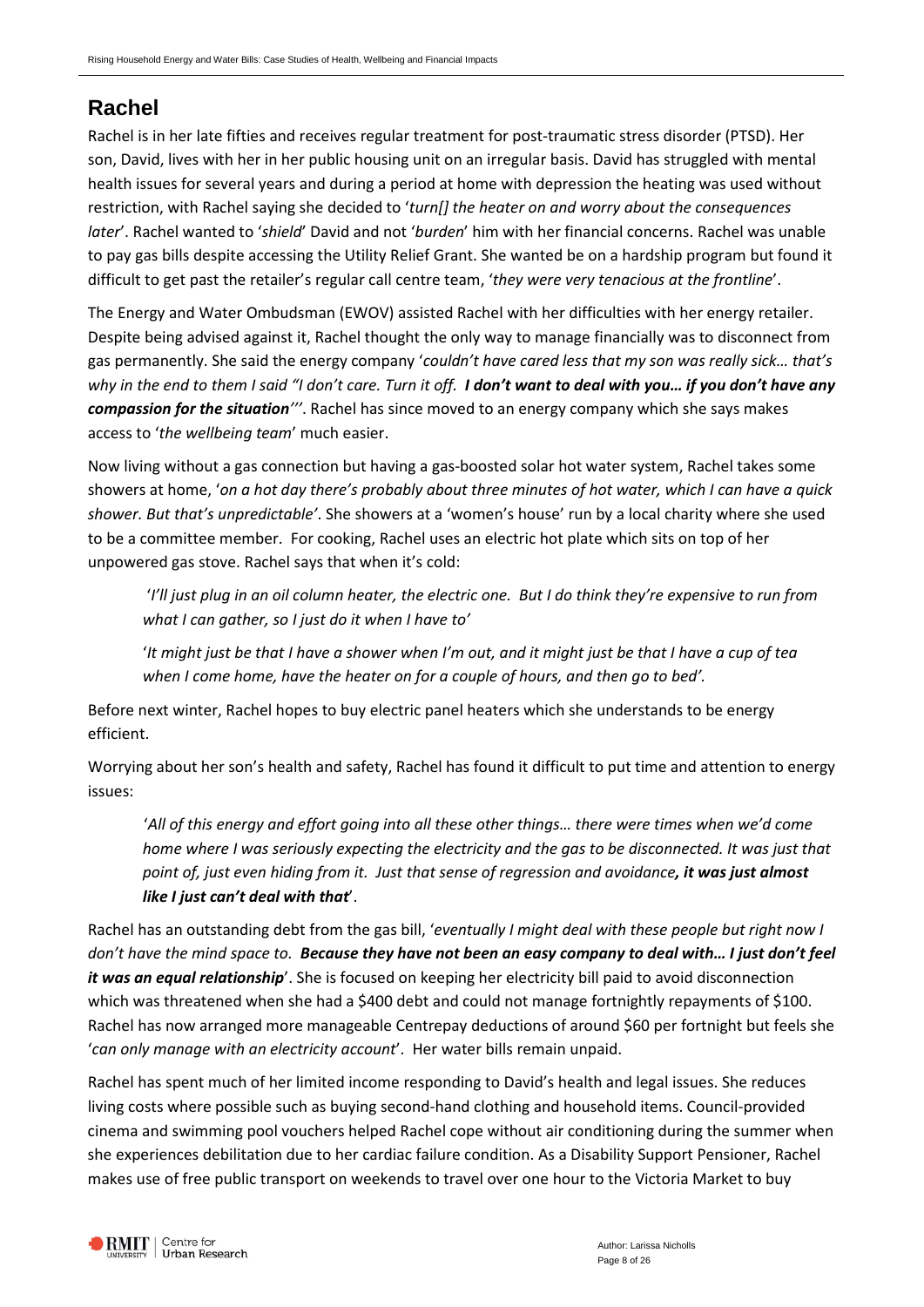## Rachel

Rachel is in her late fifties and receives regular treatment for post-traumatic stress disorder (PTSD). Her son, David, lives with her in her public housing unit on an irregular basis. David has struggled with mental health issues for several years and during a period at home with depression the heating was used without restriction, with Rachel saying she decided to '*turn[] the heater on and worry about the consequences later*'. Rachel wanted to '*shield*' David and not '*burden*' him with her financial concerns. Rachel was unable to pay gas bills despite accessing the Utility Relief Grant. She wanted be on a hardship program but found it difficult to get past the retailer's regular call centre team, '*they were very tenacious at the frontline*'.

The Energy and Water Ombudsman (EWOV) assisted Rachel with her difficulties with her energy retailer. Despite being advised against it, Rachel thought the only way to manage financially was to disconnect from gas permanently. She said the energy company '*couldn't have cared less that my son was really sick… that's why in the end to them I said "I don't care. Turn it off.* ***I don't want to deal with you… if you don't have any compassion for the situation*** *"*'. Rachel has since moved to an energy company which she says makes access to '*the wellbeing team*' much easier.

Now living without a gas connection but having a gas-boosted solar hot water system, Rachel takes some showers at home, '*on a hot day there's probably about three minutes of hot water, which I can have a quick shower. But that's unpredictable*'. She showers at a 'women's house' run by a local charity where she used to be a committee member. For cooking, Rachel uses an electric hot plate which sits on top of her unpowered gas stove. Rachel says that when it's cold:

> '*I'll just plug in an oil column heater, the electric one. But I do think they're expensive to run from what I can gather, so I just do it when I have to*'
>
> '*It might just be that I have a shower when I'm out, and it might just be that I have a cup of tea when I come home, have the heater on for a couple of hours, and then go to bed'.*

Before next winter, Rachel hopes to buy electric panel heaters which she understands to be energy efficient.

Worrying about her son's health and safety, Rachel has found it difficult to put time and attention to energy issues:

> '*All of this energy and effort going into all these other things… there were times when we'd come home where I was seriously expecting the electricity and the gas to be disconnected. It was just that point of, just even hiding from it. Just that sense of regression and avoidance****, it was just almost like I just can't deal with that***'.

Rachel has an outstanding debt from the gas bill, '*eventually I might deal with these people but right now I don't have the mind space to.* ***Because they have not been an easy company to deal with… I just don't feel it was an equal relationship***'. She is focused on keeping her electricity bill paid to avoid disconnection which was threatened when she had a $400 debt and could not manage fortnightly repayments of $100. Rachel has now arranged more manageable Centrepay deductions of around $60 per fortnight but feels she '*can only manage with an electricity account*'. Her water bills remain unpaid.

Rachel has spent much of her limited income responding to David's health and legal issues. She reduces living costs where possible such as buying second-hand clothing and household items. Council-provided cinema and swimming pool vouchers helped Rachel cope without air conditioning during the summer when she experiences debilitation due to her cardiac failure condition. As a Disability Support Pensioner, Rachel makes use of free public transport on weekends to travel over one hour to the Victoria Market to buy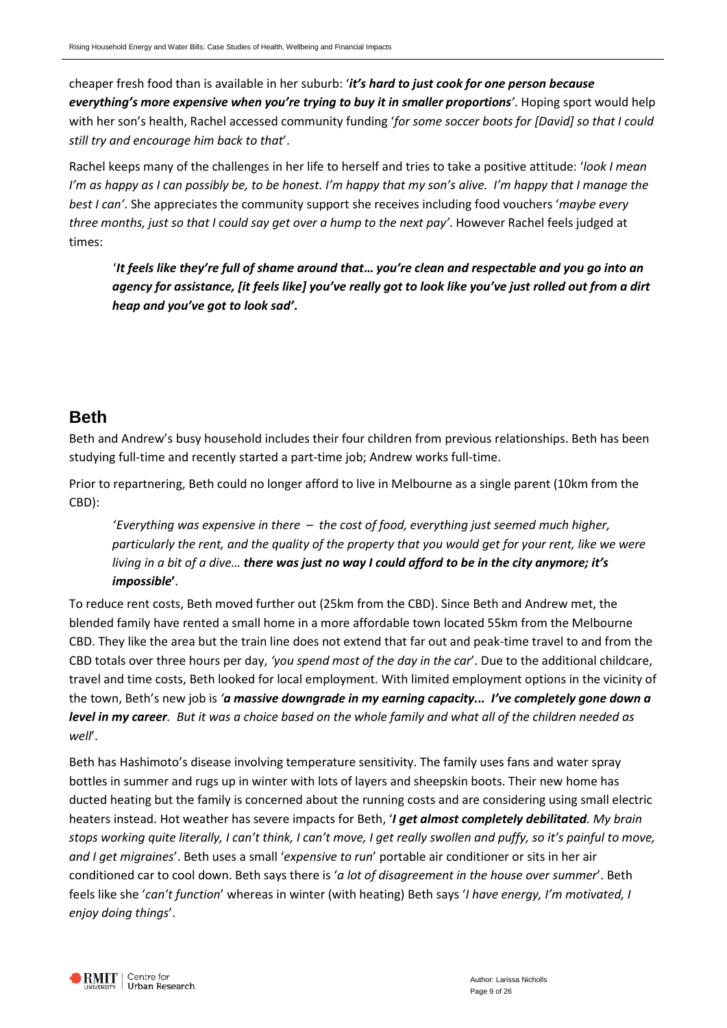cheaper fresh food than is available in her suburb: '***it's hard to just cook for one person because everything's more expensive when you're trying to buy it in smaller proportions***'. Hoping sport would help with her son's health, Rachel accessed community funding '*for some soccer boots for [David] so that I could still try and encourage him back to that*'.

Rachel keeps many of the challenges in her life to herself and tries to take a positive attitude: '*look I mean I'm as happy as I can possibly be, to be honest. I'm happy that my son's alive. I'm happy that I manage the best I can*'. She appreciates the community support she receives including food vouchers '*maybe every three months, just so that I could say get over a hump to the next pay*'. However Rachel feels judged at times:

> '***It feels like they're full of shame around that… you're clean and respectable and you go into an agency for assistance, [it feels like] you've really got to look like you've just rolled out from a dirt heap and you've got to look sad***'.

## Beth

Beth and Andrew's busy household includes their four children from previous relationships. Beth has been studying full-time and recently started a part-time job; Andrew works full-time.

Prior to repartnering, Beth could no longer afford to live in Melbourne as a single parent (10km from the CBD):

> '*Everything was expensive in there – the cost of food, everything just seemed much higher, particularly the rent, and the quality of the property that you would get for your rent, like we were living in a bit of a dive…* ***there was just no way I could afford to be in the city anymore; it's impossible***'.

To reduce rent costs, Beth moved further out (25km from the CBD). Since Beth and Andrew met, the blended family have rented a small home in a more affordable town located 55km from the Melbourne CBD. They like the area but the train line does not extend that far out and peak-time travel to and from the CBD totals over three hours per day, '*you spend most of the day in the car*'. Due to the additional childcare, travel and time costs, Beth looked for local employment. With limited employment options in the vicinity of the town, Beth's new job is '***a massive downgrade in my earning capacity... I've completely gone down a level in my career****. But it was a choice based on the whole family and what all of the children needed as well*'.

Beth has Hashimoto's disease involving temperature sensitivity. The family uses fans and water spray bottles in summer and rugs up in winter with lots of layers and sheepskin boots. Their new home has ducted heating but the family is concerned about the running costs and are considering using small electric heaters instead. Hot weather has severe impacts for Beth, '***I get almost completely debilitated****. My brain stops working quite literally, I can't think, I can't move, I get really swollen and puffy, so it's painful to move, and I get migraines*'. Beth uses a small '*expensive to run*' portable air conditioner or sits in her air conditioned car to cool down. Beth says there is '*a lot of disagreement in the house over summer*'. Beth feels like she '*can't function*' whereas in winter (with heating) Beth says '*I have energy, I'm motivated, I enjoy doing things*'.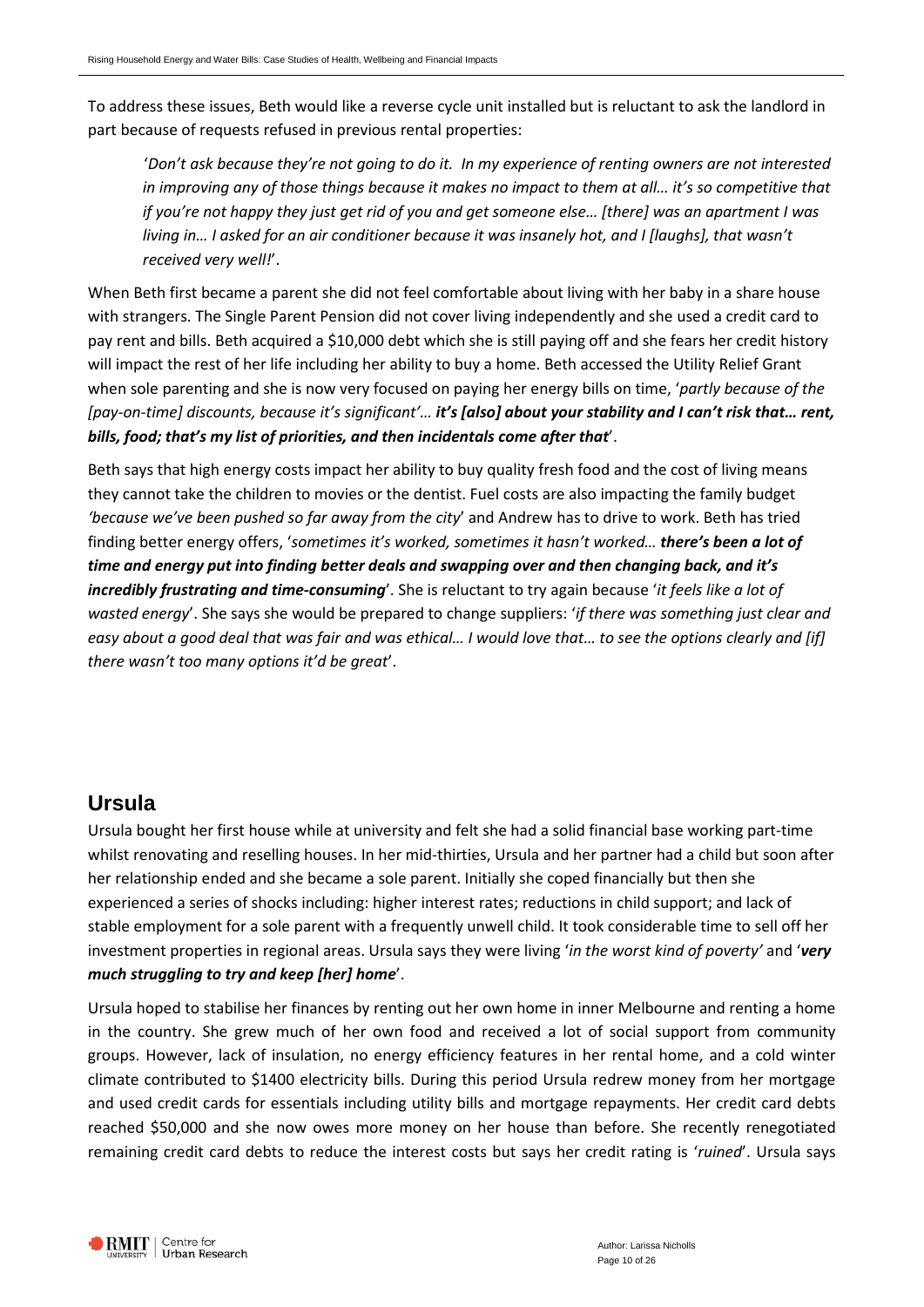To address these issues, Beth would like a reverse cycle unit installed but is reluctant to ask the landlord in part because of requests refused in previous rental properties:

> '*Don't ask because they're not going to do it. In my experience of renting owners are not interested in improving any of those things because it makes no impact to them at all… it's so competitive that if you're not happy they just get rid of you and get someone else… [there] was an apartment I was living in… I asked for an air conditioner because it was insanely hot, and I [laughs], that wasn't received very well!*'.

When Beth first became a parent she did not feel comfortable about living with her baby in a share house with strangers. The Single Parent Pension did not cover living independently and she used a credit card to pay rent and bills. Beth acquired a $10,000 debt which she is still paying off and she fears her credit history will impact the rest of her life including her ability to buy a home. Beth accessed the Utility Relief Grant when sole parenting and she is now very focused on paying her energy bills on time, '*partly because of the [pay-on-time] discounts, because it's significant'*… ***it's [also] about your stability and I can't risk that… rent, bills, food; that's my list of priorities, and then incidentals come after that***'.

Beth says that high energy costs impact her ability to buy quality fresh food and the cost of living means they cannot take the children to movies or the dentist. Fuel costs are also impacting the family budget *'because we've been pushed so far away from the city*' and Andrew has to drive to work. Beth has tried finding better energy offers, '*sometimes it's worked, sometimes it hasn't worked…* ***there's been a lot of time and energy put into finding better deals and swapping over and then changing back, and it's incredibly frustrating and time-consuming***'. She is reluctant to try again because '*it feels like a lot of wasted energy*'. She says she would be prepared to change suppliers: '*if there was something just clear and easy about a good deal that was fair and was ethical… I would love that… to see the options clearly and [if] there wasn't too many options it'd be great*'.

## Ursula

Ursula bought her first house while at university and felt she had a solid financial base working part-time whilst renovating and reselling houses. In her mid-thirties, Ursula and her partner had a child but soon after her relationship ended and she became a sole parent. Initially she coped financially but then she experienced a series of shocks including: higher interest rates; reductions in child support; and lack of stable employment for a sole parent with a frequently unwell child. It took considerable time to sell off her investment properties in regional areas. Ursula says they were living '*in the worst kind of poverty'* and '***very much struggling to try and keep [her] home***'.

Ursula hoped to stabilise her finances by renting out her own home in inner Melbourne and renting a home in the country. She grew much of her own food and received a lot of social support from community groups. However, lack of insulation, no energy efficiency features in her rental home, and a cold winter climate contributed to $1400 electricity bills. During this period Ursula redrew money from her mortgage and used credit cards for essentials including utility bills and mortgage repayments. Her credit card debts reached $50,000 and she now owes more money on her house than before. She recently renegotiated remaining credit card debts to reduce the interest costs but says her credit rating is '*ruined*'. Ursula says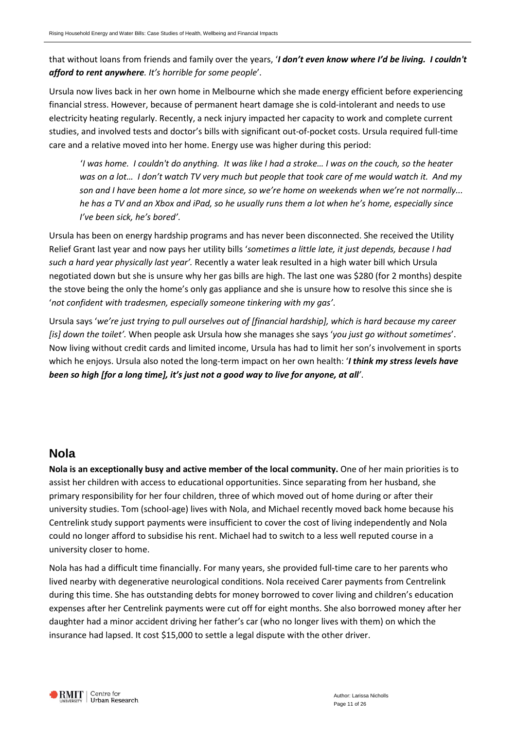that without loans from friends and family over the years, '***I don't even know where I'd be living. I couldn't afford to rent anywhere**. It's horrible for some people*'.

Ursula now lives back in her own home in Melbourne which she made energy efficient before experiencing financial stress. However, because of permanent heart damage she is cold-intolerant and needs to use electricity heating regularly. Recently, a neck injury impacted her capacity to work and complete current studies, and involved tests and doctor's bills with significant out-of-pocket costs. Ursula required full-time care and a relative moved into her home. Energy use was higher during this period:

> '*I was home. I couldn't do anything. It was like I had a stroke… I was on the couch, so the heater was on a lot… I don't watch TV very much but people that took care of me would watch it. And my son and I have been home a lot more since, so we're home on weekends when we're not normally... he has a TV and an Xbox and iPad, so he usually runs them a lot when he's home, especially since I've been sick, he's bored'*.

Ursula has been on energy hardship programs and has never been disconnected. She received the Utility Relief Grant last year and now pays her utility bills '*sometimes a little late, it just depends, because I had such a hard year physically last year'.* Recently a water leak resulted in a high water bill which Ursula negotiated down but she is unsure why her gas bills are high. The last one was $280 (for 2 months) despite the stove being the only the home's only gas appliance and she is unsure how to resolve this since she is '*not confident with tradesmen, especially someone tinkering with my gas'*.

Ursula says '*we're just trying to pull ourselves out of [financial hardship], which is hard because my career [is] down the toilet'.* When people ask Ursula how she manages she says '*you just go without sometimes*'. Now living without credit cards and limited income, Ursula has had to limit her son's involvement in sports which he enjoys. Ursula also noted the long-term impact on her own health: '***I think my stress levels have been so high [for a long time], it's just not a good way to live for anyone, at all***'.

## Nola

**Nola is an exceptionally busy and active member of the local community.** One of her main priorities is to assist her children with access to educational opportunities. Since separating from her husband, she primary responsibility for her four children, three of which moved out of home during or after their university studies. Tom (school-age) lives with Nola, and Michael recently moved back home because his Centrelink study support payments were insufficient to cover the cost of living independently and Nola could no longer afford to subsidise his rent. Michael had to switch to a less well reputed course in a university closer to home.

Nola has had a difficult time financially. For many years, she provided full-time care to her parents who lived nearby with degenerative neurological conditions. Nola received Carer payments from Centrelink during this time. She has outstanding debts for money borrowed to cover living and children's education expenses after her Centrelink payments were cut off for eight months. She also borrowed money after her daughter had a minor accident driving her father's car (who no longer lives with them) on which the insurance had lapsed. It cost $15,000 to settle a legal dispute with the other driver.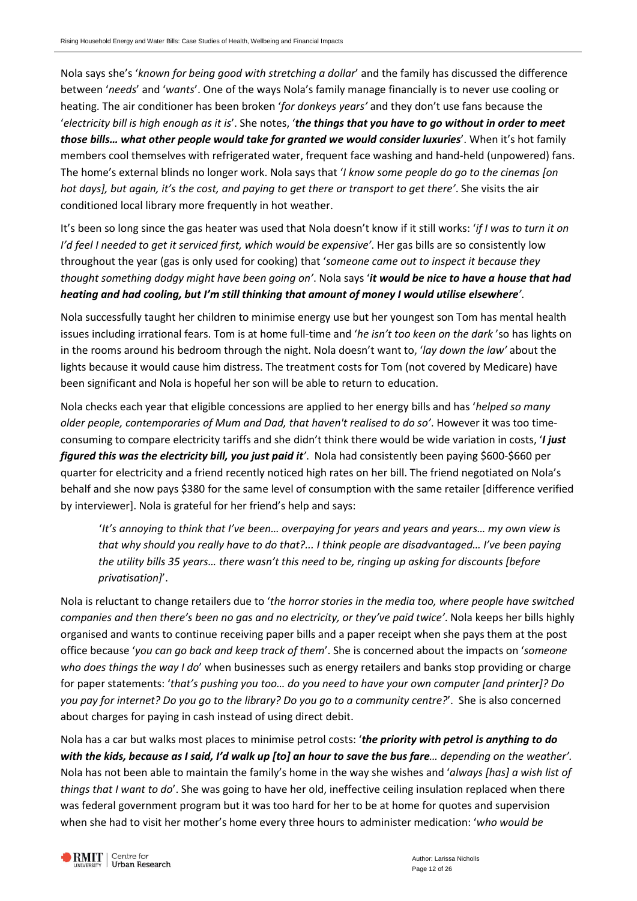Nola says she's '*known for being good with stretching a dollar*' and the family has discussed the difference between '*needs*' and '*wants*'. One of the ways Nola's family manage financially is to never use cooling or heating. The air conditioner has been broken '*for donkeys years'* and they don't use fans because the '*electricity bill is high enough as it is*'. She notes, '***the things that you have to go without in order to meet those bills… what other people would take for granted we would consider luxuries***'. When it's hot family members cool themselves with refrigerated water, frequent face washing and hand-held (unpowered) fans. The home's external blinds no longer work. Nola says that '*I know some people do go to the cinemas [on hot days], but again, it's the cost, and paying to get there or transport to get there'*. She visits the air conditioned local library more frequently in hot weather.

It's been so long since the gas heater was used that Nola doesn't know if it still works: '*if I was to turn it on I'd feel I needed to get it serviced first, which would be expensive'*. Her gas bills are so consistently low throughout the year (gas is only used for cooking) that '*someone came out to inspect it because they thought something dodgy might have been going on'*. Nola says '***it would be nice to have a house that had heating and had cooling, but I'm still thinking that amount of money I would utilise elsewhere****'*.

Nola successfully taught her children to minimise energy use but her youngest son Tom has mental health issues including irrational fears. Tom is at home full-time and '*he isn't too keen on the dark* 'so has lights on in the rooms around his bedroom through the night. Nola doesn't want to, '*lay down the law'* about the lights because it would cause him distress. The treatment costs for Tom (not covered by Medicare) have been significant and Nola is hopeful her son will be able to return to education.

Nola checks each year that eligible concessions are applied to her energy bills and has '*helped so many older people, contemporaries of Mum and Dad, that haven't realised to do so'*. However it was too time-consuming to compare electricity tariffs and she didn't think there would be wide variation in costs, '***I just figured this was the electricity bill, you just paid it****'*. Nola had consistently been paying $600-$660 per quarter for electricity and a friend recently noticed high rates on her bill. The friend negotiated on Nola's behalf and she now pays $380 for the same level of consumption with the same retailer [difference verified by interviewer]. Nola is grateful for her friend's help and says:

> '*It's annoying to think that I've been… overpaying for years and years and years… my own view is that why should you really have to do that?... I think people are disadvantaged… I've been paying the utility bills 35 years… there wasn't this need to be, ringing up asking for discounts [before privatisation]*'.

Nola is reluctant to change retailers due to '*the horror stories in the media too, where people have switched companies and then there's been no gas and no electricity, or they've paid twice'*. Nola keeps her bills highly organised and wants to continue receiving paper bills and a paper receipt when she pays them at the post office because '*you can go back and keep track of them*'. She is concerned about the impacts on '*someone who does things the way I do*' when businesses such as energy retailers and banks stop providing or charge for paper statements: '*that's pushing you too… do you need to have your own computer [and printer]? Do you pay for internet? Do you go to the library? Do you go to a community centre?*'. She is also concerned about charges for paying in cash instead of using direct debit.

Nola has a car but walks most places to minimise petrol costs: '***the priority with petrol is anything to do with the kids, because as I said, I'd walk up [to] an hour to save the bus fare****… depending on the weather'.* Nola has not been able to maintain the family's home in the way she wishes and '*always [has] a wish list of things that I want to do*'. She was going to have her old, ineffective ceiling insulation replaced when there was federal government program but it was too hard for her to be at home for quotes and supervision when she had to visit her mother's home every three hours to administer medication: '*who would be*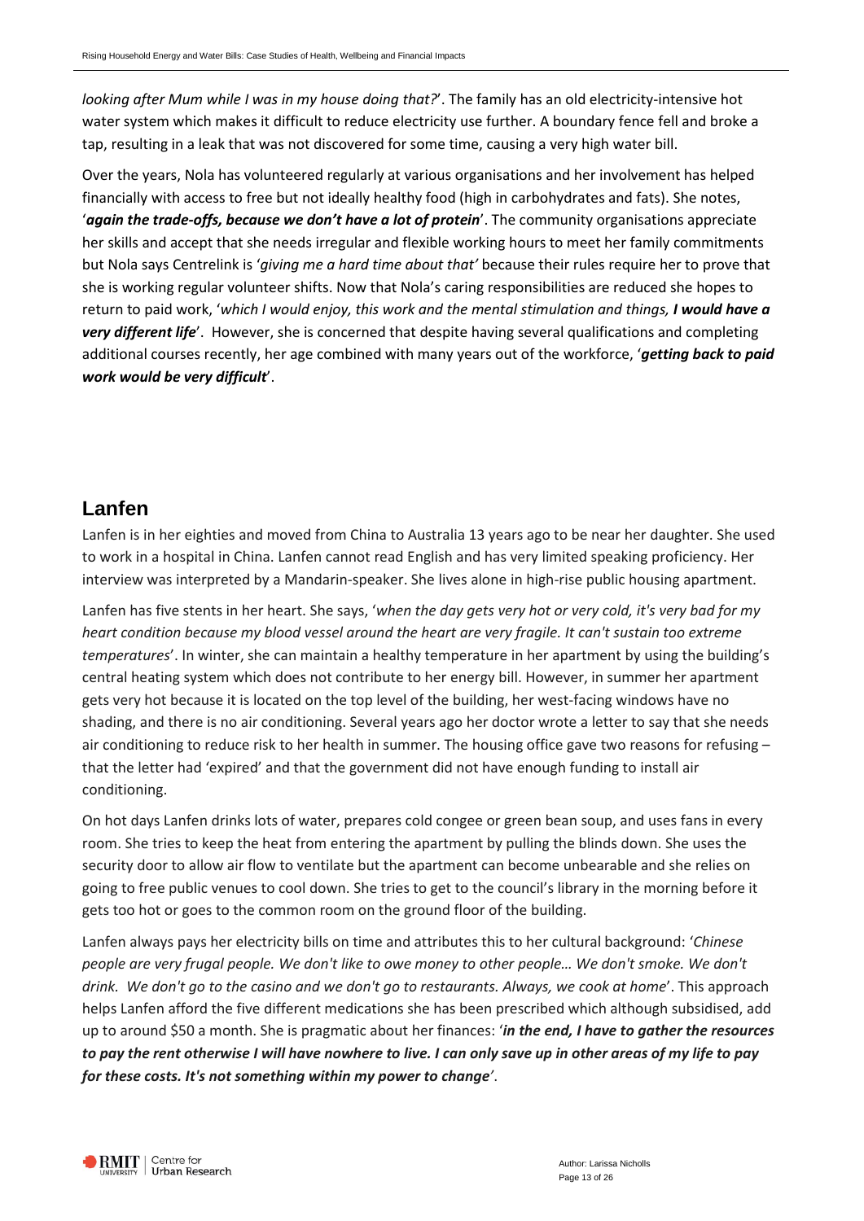*looking after Mum while I was in my house doing that?*'. The family has an old electricity-intensive hot water system which makes it difficult to reduce electricity use further. A boundary fence fell and broke a tap, resulting in a leak that was not discovered for some time, causing a very high water bill.

Over the years, Nola has volunteered regularly at various organisations and her involvement has helped financially with access to free but not ideally healthy food (high in carbohydrates and fats). She notes, '***again the trade-offs, because we don't have a lot of protein***'. The community organisations appreciate her skills and accept that she needs irregular and flexible working hours to meet her family commitments but Nola says Centrelink is '*giving me a hard time about that'* because their rules require her to prove that she is working regular volunteer shifts. Now that Nola's caring responsibilities are reduced she hopes to return to paid work, '*which I would enjoy, this work and the mental stimulation and things, **I would have a very different life***'. However, she is concerned that despite having several qualifications and completing additional courses recently, her age combined with many years out of the workforce, '***getting back to paid work would be very difficult***'.

## Lanfen

Lanfen is in her eighties and moved from China to Australia 13 years ago to be near her daughter. She used to work in a hospital in China. Lanfen cannot read English and has very limited speaking proficiency. Her interview was interpreted by a Mandarin-speaker. She lives alone in high-rise public housing apartment.

Lanfen has five stents in her heart. She says, '*when the day gets very hot or very cold, it's very bad for my heart condition because my blood vessel around the heart are very fragile. It can't sustain too extreme temperatures*'. In winter, she can maintain a healthy temperature in her apartment by using the building's central heating system which does not contribute to her energy bill. However, in summer her apartment gets very hot because it is located on the top level of the building, her west-facing windows have no shading, and there is no air conditioning. Several years ago her doctor wrote a letter to say that she needs air conditioning to reduce risk to her health in summer. The housing office gave two reasons for refusing – that the letter had 'expired' and that the government did not have enough funding to install air conditioning.

On hot days Lanfen drinks lots of water, prepares cold congee or green bean soup, and uses fans in every room. She tries to keep the heat from entering the apartment by pulling the blinds down. She uses the security door to allow air flow to ventilate but the apartment can become unbearable and she relies on going to free public venues to cool down. She tries to get to the council's library in the morning before it gets too hot or goes to the common room on the ground floor of the building.

Lanfen always pays her electricity bills on time and attributes this to her cultural background: '*Chinese people are very frugal people. We don't like to owe money to other people… We don't smoke. We don't drink. We don't go to the casino and we don't go to restaurants. Always, we cook at home*'. This approach helps Lanfen afford the five different medications she has been prescribed which although subsidised, add up to around $50 a month. She is pragmatic about her finances: '***in the end, I have to gather the resources to pay the rent otherwise I will have nowhere to live. I can only save up in other areas of my life to pay for these costs. It's not something within my power to change***'.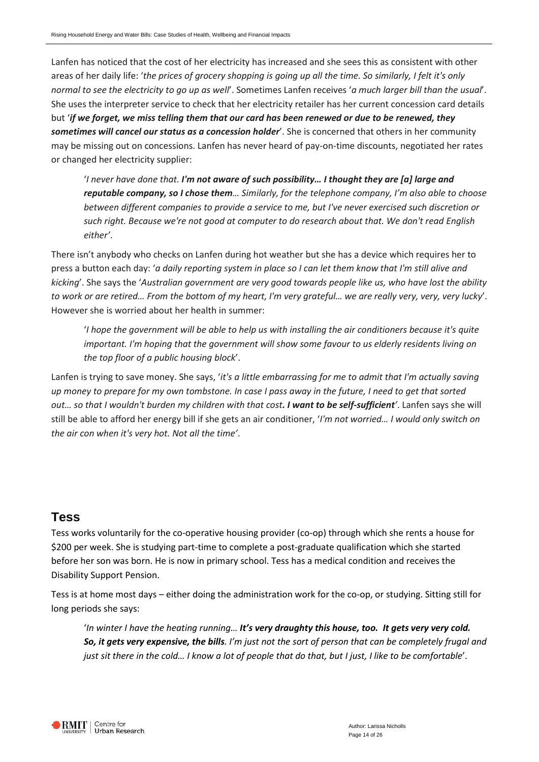Lanfen has noticed that the cost of her electricity has increased and she sees this as consistent with other areas of her daily life: '*the prices of grocery shopping is going up all the time. So similarly, I felt it's only normal to see the electricity to go up as well*'. Sometimes Lanfen receives '*a much larger bill than the usual*'. She uses the interpreter service to check that her electricity retailer has her current concession card details but '***if we forget, we miss telling them that our card has been renewed or due to be renewed, they sometimes will cancel our status as a concession holder***'. She is concerned that others in her community may be missing out on concessions. Lanfen has never heard of pay-on-time discounts, negotiated her rates or changed her electricity supplier:

> '*I never have done that. **I'm not aware of such possibility… I thought they are [a] large and reputable company, so I chose them**… Similarly, for the telephone company, I'm also able to choose between different companies to provide a service to me, but I've never exercised such discretion or such right. Because we're not good at computer to do research about that. We don't read English either'*.

There isn't anybody who checks on Lanfen during hot weather but she has a device which requires her to press a button each day: '*a daily reporting system in place so I can let them know that I'm still alive and kicking*'. She says the '*Australian government are very good towards people like us, who have lost the ability to work or are retired… From the bottom of my heart, I'm very grateful… we are really very, very, very lucky*'. However she is worried about her health in summer:

> '*I hope the government will be able to help us with installing the air conditioners because it's quite important. I'm hoping that the government will show some favour to us elderly residents living on the top floor of a public housing block*'.

Lanfen is trying to save money. She says, '*it's a little embarrassing for me to admit that I'm actually saving up money to prepare for my own tombstone. In case I pass away in the future, I need to get that sorted out… so that I wouldn't burden my children with that cost. **I want to be self-sufficient**'*. Lanfen says she will still be able to afford her energy bill if she gets an air conditioner, '*I'm not worried… I would only switch on the air con when it's very hot. Not all the time'*.

## Tess

Tess works voluntarily for the co-operative housing provider (co-op) through which she rents a house for $200 per week. She is studying part-time to complete a post-graduate qualification which she started before her son was born. He is now in primary school. Tess has a medical condition and receives the Disability Support Pension.

Tess is at home most days – either doing the administration work for the co-op, or studying. Sitting still for long periods she says:

> '*In winter I have the heating running… **It's very draughty this house, too. It gets very very cold. So, it gets very expensive, the bills**. I'm just not the sort of person that can be completely frugal and just sit there in the cold… I know a lot of people that do that, but I just, I like to be comfortable*'.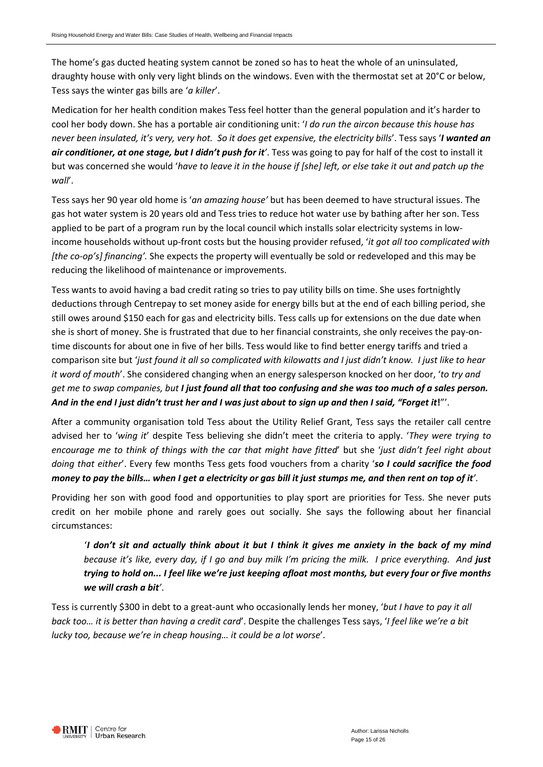The home's gas ducted heating system cannot be zoned so has to heat the whole of an uninsulated, draughty house with only very light blinds on the windows. Even with the thermostat set at 20°C or below, Tess says the winter gas bills are '*a killer*'.

Medication for her health condition makes Tess feel hotter than the general population and it's harder to cool her body down. She has a portable air conditioning unit: '*I do run the aircon because this house has never been insulated, it's very, very hot. So it does get expensive, the electricity bills*'. Tess says '***I wanted an air conditioner, at one stage, but I didn't push for it'***. Tess was going to pay for half of the cost to install it but was concerned she would '*have to leave it in the house if [she] left, or else take it out and patch up the wall*'.

Tess says her 90 year old home is '*an amazing house'* but has been deemed to have structural issues. The gas hot water system is 20 years old and Tess tries to reduce hot water use by bathing after her son. Tess applied to be part of a program run by the local council which installs solar electricity systems in low-income households without up-front costs but the housing provider refused, '*it got all too complicated with [the co-op's] financing'.* She expects the property will eventually be sold or redeveloped and this may be reducing the likelihood of maintenance or improvements.

Tess wants to avoid having a bad credit rating so tries to pay utility bills on time. She uses fortnightly deductions through Centrepay to set money aside for energy bills but at the end of each billing period, she still owes around $150 each for gas and electricity bills. Tess calls up for extensions on the due date when she is short of money. She is frustrated that due to her financial constraints, she only receives the pay-on-time discounts for about one in five of her bills. Tess would like to find better energy tariffs and tried a comparison site but '*just found it all so complicated with kilowatts and I just didn't know. I just like to hear it word of mouth*'. She considered changing when an energy salesperson knocked on her door, '*to try and get me to swap companies, but* ***I just found all that too confusing and she was too much of a sales person. And in the end I just didn't trust her and I was just about to sign up and then I said, "Forget it!"***'.

After a community organisation told Tess about the Utility Relief Grant, Tess says the retailer call centre advised her to '*wing it*' despite Tess believing she didn't meet the criteria to apply. '*They were trying to encourage me to think of things with the car that might have fitted*' but she '*just didn't feel right about doing that either*'. Every few months Tess gets food vouchers from a charity '***so I could sacrifice the food money to pay the bills… when I get a electricity or gas bill it just stumps me, and then rent on top of it'***.

Providing her son with good food and opportunities to play sport are priorities for Tess. She never puts credit on her mobile phone and rarely goes out socially. She says the following about her financial circumstances:

> '***I don't sit and actually think about it but I think it gives me anxiety in the back of my mind*** *because it's like, every day, if I go and buy milk I'm pricing the milk. I price everything. And* ***just trying to hold on... I feel like we're just keeping afloat most months, but every four or five months we will crash a bit'***.

Tess is currently $300 in debt to a great-aunt who occasionally lends her money, '*but I have to pay it all back too… it is better than having a credit card*'. Despite the challenges Tess says, '*I feel like we're a bit lucky too, because we're in cheap housing… it could be a lot worse*'.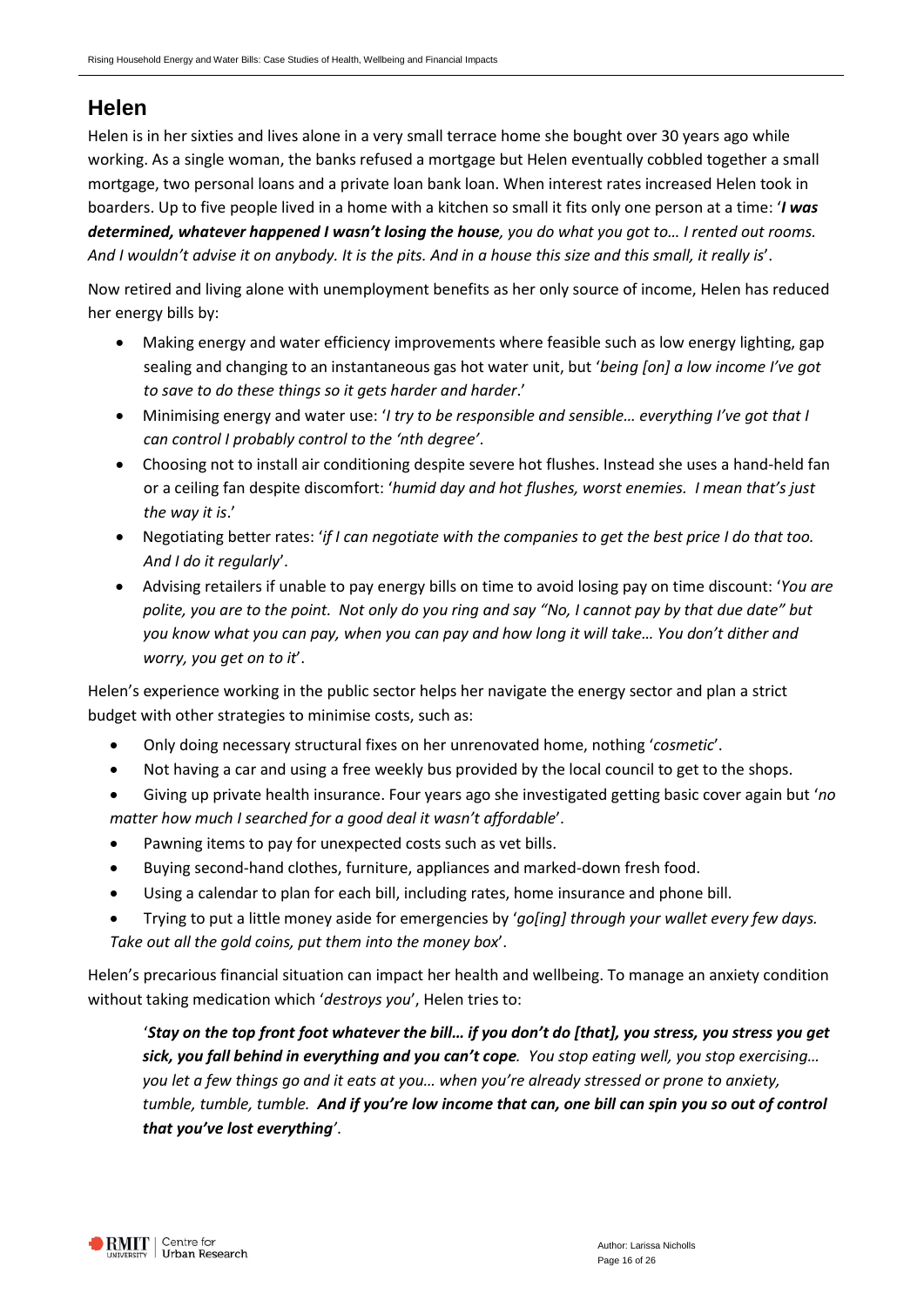## Helen

Helen is in her sixties and lives alone in a very small terrace home she bought over 30 years ago while working. As a single woman, the banks refused a mortgage but Helen eventually cobbled together a small mortgage, two personal loans and a private loan bank loan. When interest rates increased Helen took in boarders. Up to five people lived in a home with a kitchen so small it fits only one person at a time: '***I was determined, whatever happened I wasn't losing the house**, you do what you got to… I rented out rooms. And I wouldn't advise it on anybody. It is the pits. And in a house this size and this small, it really is*'.

Now retired and living alone with unemployment benefits as her only source of income, Helen has reduced her energy bills by:

- Making energy and water efficiency improvements where feasible such as low energy lighting, gap sealing and changing to an instantaneous gas hot water unit, but '*being [on] a low income I've got to save to do these things so it gets harder and harder*.'
- Minimising energy and water use: '*I try to be responsible and sensible… everything I've got that I can control I probably control to the 'nth degree'*.
- Choosing not to install air conditioning despite severe hot flushes. Instead she uses a hand-held fan or a ceiling fan despite discomfort: '*humid day and hot flushes, worst enemies. I mean that's just the way it is*.'
- Negotiating better rates: '*if I can negotiate with the companies to get the best price I do that too. And I do it regularly*'.
- Advising retailers if unable to pay energy bills on time to avoid losing pay on time discount: '*You are polite, you are to the point. Not only do you ring and say "No, I cannot pay by that due date" but you know what you can pay, when you can pay and how long it will take… You don't dither and worry, you get on to it*'.

Helen's experience working in the public sector helps her navigate the energy sector and plan a strict budget with other strategies to minimise costs, such as:

- Only doing necessary structural fixes on her unrenovated home, nothing '*cosmetic*'.
- Not having a car and using a free weekly bus provided by the local council to get to the shops.
- Giving up private health insurance. Four years ago she investigated getting basic cover again but '*no matter how much I searched for a good deal it wasn't affordable*'.
- Pawning items to pay for unexpected costs such as vet bills.
- Buying second-hand clothes, furniture, appliances and marked-down fresh food.
- Using a calendar to plan for each bill, including rates, home insurance and phone bill.
- Trying to put a little money aside for emergencies by '*go[ing] through your wallet every few days. Take out all the gold coins, put them into the money box*'.

Helen's precarious financial situation can impact her health and wellbeing. To manage an anxiety condition without taking medication which '*destroys you*', Helen tries to:

> '***Stay on the top front foot whatever the bill… if you don't do [that], you stress, you stress you get sick, you fall behind in everything and you can't cope**. You stop eating well, you stop exercising… you let a few things go and it eats at you… when you're already stressed or prone to anxiety, tumble, tumble, tumble. **And if you're low income that can, one bill can spin you so out of control that you've lost everything***'.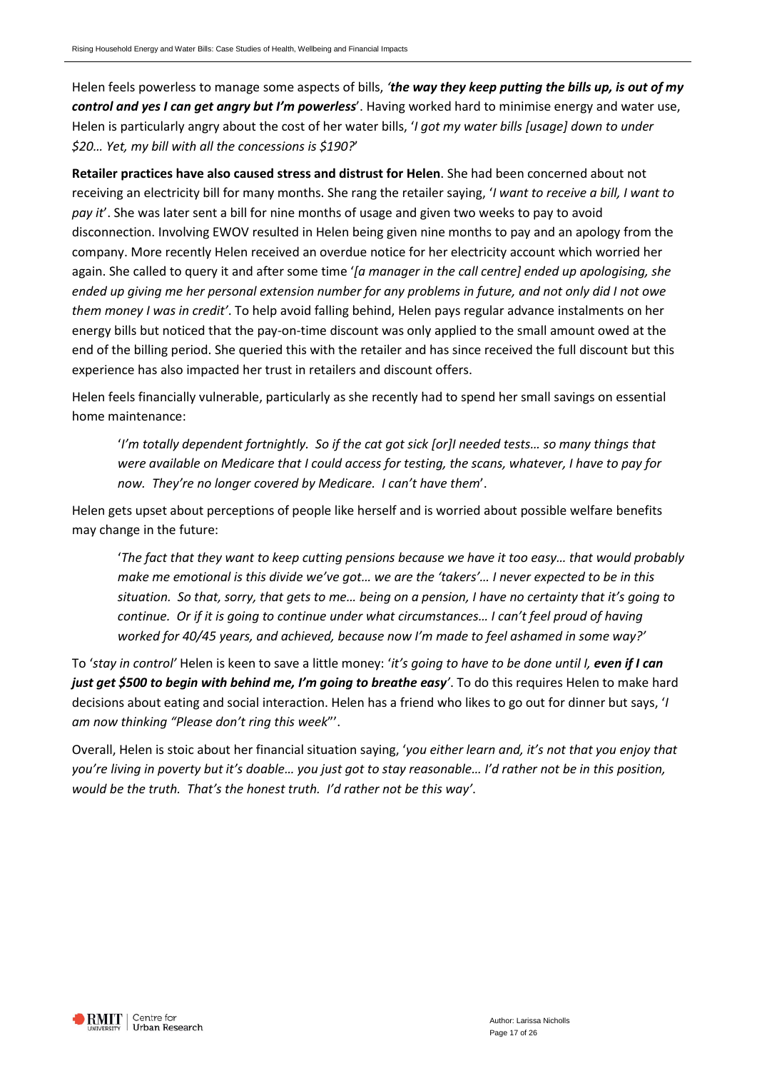Helen feels powerless to manage some aspects of bills, *'**the way they keep putting the bills up, is out of my control and yes I can get angry but I'm powerless**'*. Having worked hard to minimise energy and water use, Helen is particularly angry about the cost of her water bills, '*I got my water bills [usage] down to under $20… Yet, my bill with all the concessions is $190?*'

**Retailer practices have also caused stress and distrust for Helen**. She had been concerned about not receiving an electricity bill for many months. She rang the retailer saying, '*I want to receive a bill, I want to pay it*'. She was later sent a bill for nine months of usage and given two weeks to pay to avoid disconnection. Involving EWOV resulted in Helen being given nine months to pay and an apology from the company. More recently Helen received an overdue notice for her electricity account which worried her again. She called to query it and after some time '*[a manager in the call centre] ended up apologising, she ended up giving me her personal extension number for any problems in future, and not only did I not owe them money I was in credit'*. To help avoid falling behind, Helen pays regular advance instalments on her energy bills but noticed that the pay-on-time discount was only applied to the small amount owed at the end of the billing period. She queried this with the retailer and has since received the full discount but this experience has also impacted her trust in retailers and discount offers.

Helen feels financially vulnerable, particularly as she recently had to spend her small savings on essential home maintenance:

> '*I'm totally dependent fortnightly. So if the cat got sick [or]I needed tests… so many things that were available on Medicare that I could access for testing, the scans, whatever, I have to pay for now. They're no longer covered by Medicare. I can't have them*'.

Helen gets upset about perceptions of people like herself and is worried about possible welfare benefits may change in the future:

> '*The fact that they want to keep cutting pensions because we have it too easy… that would probably make me emotional is this divide we've got… we are the 'takers'… I never expected to be in this situation. So that, sorry, that gets to me… being on a pension, I have no certainty that it's going to continue. Or if it is going to continue under what circumstances… I can't feel proud of having worked for 40/45 years, and achieved, because now I'm made to feel ashamed in some way?'*

To '*stay in control'* Helen is keen to save a little money: '*it's going to have to be done until I, **even if I can just get $500 to begin with behind me, I'm going to breathe easy**'*. To do this requires Helen to make hard decisions about eating and social interaction. Helen has a friend who likes to go out for dinner but says, '*I am now thinking "Please don't ring this week*"'.

Overall, Helen is stoic about her financial situation saying, '*you either learn and, it's not that you enjoy that you're living in poverty but it's doable… you just got to stay reasonable… I'd rather not be in this position, would be the truth. That's the honest truth. I'd rather not be this way'*.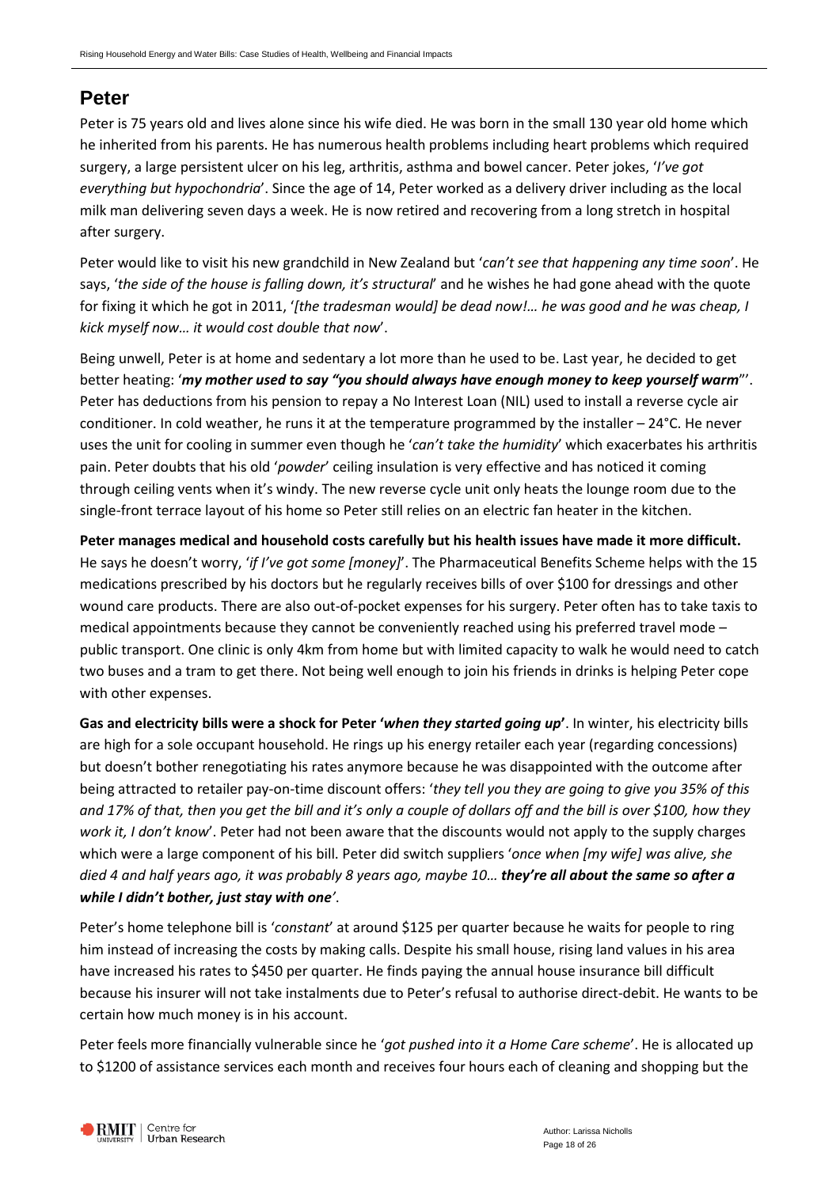# Peter

Peter is 75 years old and lives alone since his wife died. He was born in the small 130 year old home which he inherited from his parents. He has numerous health problems including heart problems which required surgery, a large persistent ulcer on his leg, arthritis, asthma and bowel cancer. Peter jokes, '*I've got everything but hypochondria*'. Since the age of 14, Peter worked as a delivery driver including as the local milk man delivering seven days a week. He is now retired and recovering from a long stretch in hospital after surgery.

Peter would like to visit his new grandchild in New Zealand but '*can't see that happening any time soon*'. He says, '*the side of the house is falling down, it's structural*' and he wishes he had gone ahead with the quote for fixing it which he got in 2011, '*[the tradesman would] be dead now!… he was good and he was cheap, I kick myself now… it would cost double that now*'.

Being unwell, Peter is at home and sedentary a lot more than he used to be. Last year, he decided to get better heating: '***my mother used to say "you should always have enough money to keep yourself warm"***'. Peter has deductions from his pension to repay a No Interest Loan (NIL) used to install a reverse cycle air conditioner. In cold weather, he runs it at the temperature programmed by the installer – 24°C. He never uses the unit for cooling in summer even though he '*can't take the humidity*' which exacerbates his arthritis pain. Peter doubts that his old '*powder*' ceiling insulation is very effective and has noticed it coming through ceiling vents when it's windy. The new reverse cycle unit only heats the lounge room due to the single-front terrace layout of his home so Peter still relies on an electric fan heater in the kitchen.

**Peter manages medical and household costs carefully but his health issues have made it more difficult.** He says he doesn't worry, '*if I've got some [money]*'. The Pharmaceutical Benefits Scheme helps with the 15 medications prescribed by his doctors but he regularly receives bills of over $100 for dressings and other wound care products. There are also out-of-pocket expenses for his surgery. Peter often has to take taxis to medical appointments because they cannot be conveniently reached using his preferred travel mode – public transport. One clinic is only 4km from home but with limited capacity to walk he would need to catch two buses and a tram to get there. Not being well enough to join his friends in drinks is helping Peter cope with other expenses.

**Gas and electricity bills were a shock for Peter '*when they started going up*'**. In winter, his electricity bills are high for a sole occupant household. He rings up his energy retailer each year (regarding concessions) but doesn't bother renegotiating his rates anymore because he was disappointed with the outcome after being attracted to retailer pay-on-time discount offers: '*they tell you they are going to give you 35% of this and 17% of that, then you get the bill and it's only a couple of dollars off and the bill is over $100, how they work it, I don't know*'. Peter had not been aware that the discounts would not apply to the supply charges which were a large component of his bill. Peter did switch suppliers '*once when [my wife] was alive, she died 4 and half years ago, it was probably 8 years ago, maybe 10…* ***they're all about the same so after a while I didn't bother, just stay with one***'.

Peter's home telephone bill is '*constant*' at around $125 per quarter because he waits for people to ring him instead of increasing the costs by making calls. Despite his small house, rising land values in his area have increased his rates to $450 per quarter. He finds paying the annual house insurance bill difficult because his insurer will not take instalments due to Peter's refusal to authorise direct-debit. He wants to be certain how much money is in his account.

Peter feels more financially vulnerable since he '*got pushed into it a Home Care scheme*'. He is allocated up to $1200 of assistance services each month and receives four hours each of cleaning and shopping but the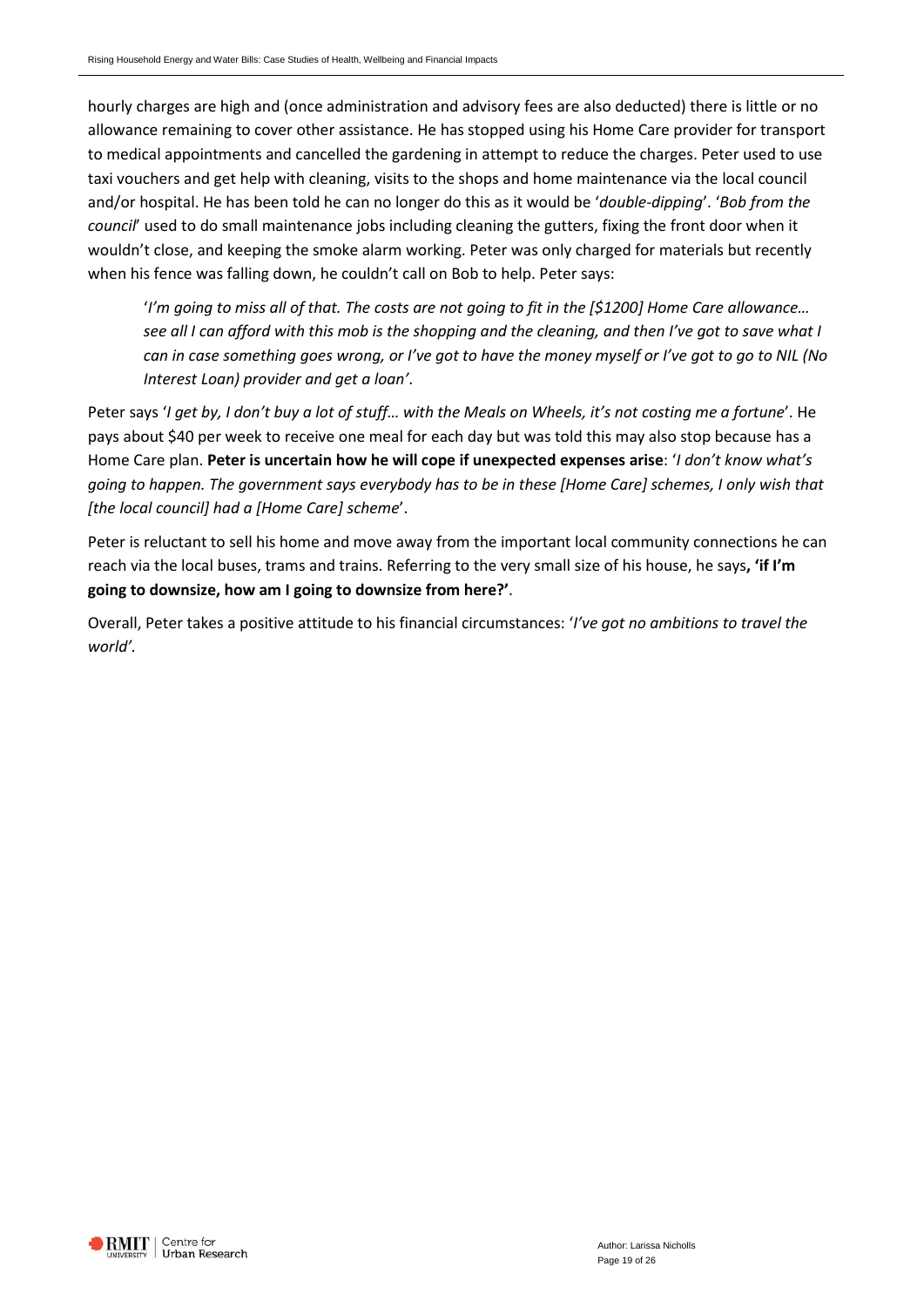hourly charges are high and (once administration and advisory fees are also deducted) there is little or no allowance remaining to cover other assistance. He has stopped using his Home Care provider for transport to medical appointments and cancelled the gardening in attempt to reduce the charges. Peter used to use taxi vouchers and get help with cleaning, visits to the shops and home maintenance via the local council and/or hospital. He has been told he can no longer do this as it would be '*double-dipping*'. '*Bob from the council*' used to do small maintenance jobs including cleaning the gutters, fixing the front door when it wouldn't close, and keeping the smoke alarm working. Peter was only charged for materials but recently when his fence was falling down, he couldn't call on Bob to help. Peter says:

> '*I'm going to miss all of that. The costs are not going to fit in the [$1200] Home Care allowance… see all I can afford with this mob is the shopping and the cleaning, and then I've got to save what I can in case something goes wrong, or I've got to have the money myself or I've got to go to NIL (No Interest Loan) provider and get a loan'*.

Peter says '*I get by, I don't buy a lot of stuff… with the Meals on Wheels, it's not costing me a fortune*'. He pays about $40 per week to receive one meal for each day but was told this may also stop because has a Home Care plan. **Peter is uncertain how he will cope if unexpected expenses arise**: '*I don't know what's going to happen. The government says everybody has to be in these [Home Care] schemes, I only wish that [the local council] had a [Home Care] scheme*'.

Peter is reluctant to sell his home and move away from the important local community connections he can reach via the local buses, trams and trains. Referring to the very small size of his house, he says**, 'if I'm going to downsize, how am I going to downsize from here?'**.

Overall, Peter takes a positive attitude to his financial circumstances: '*I've got no ambitions to travel the world'.*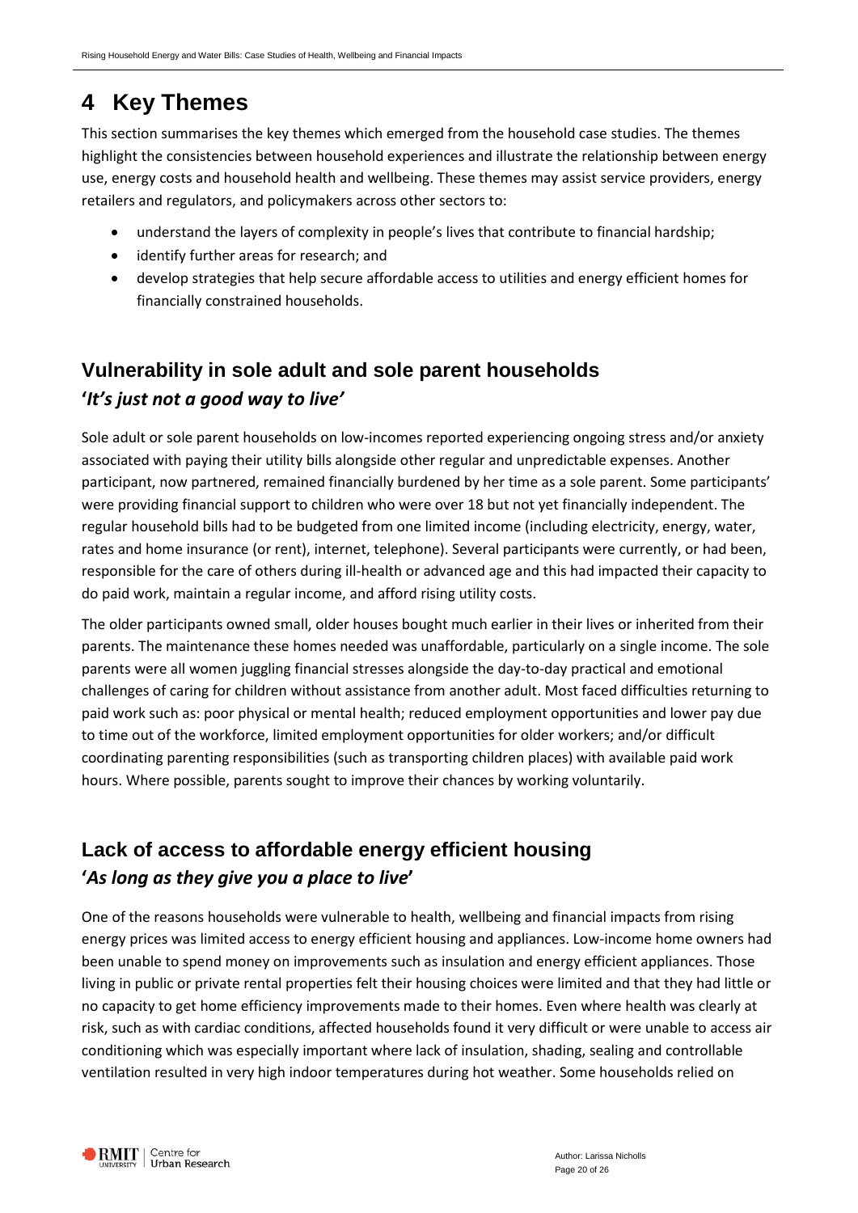# 4 Key Themes

This section summarises the key themes which emerged from the household case studies. The themes highlight the consistencies between household experiences and illustrate the relationship between energy use, energy costs and household health and wellbeing. These themes may assist service providers, energy retailers and regulators, and policymakers across other sectors to:

- understand the layers of complexity in people's lives that contribute to financial hardship;
- identify further areas for research; and
- develop strategies that help secure affordable access to utilities and energy efficient homes for financially constrained households.

## Vulnerability in sole adult and sole parent households

### '*It's just not a good way to live'*

Sole adult or sole parent households on low-incomes reported experiencing ongoing stress and/or anxiety associated with paying their utility bills alongside other regular and unpredictable expenses. Another participant, now partnered, remained financially burdened by her time as a sole parent. Some participants' were providing financial support to children who were over 18 but not yet financially independent. The regular household bills had to be budgeted from one limited income (including electricity, energy, water, rates and home insurance (or rent), internet, telephone). Several participants were currently, or had been, responsible for the care of others during ill-health or advanced age and this had impacted their capacity to do paid work, maintain a regular income, and afford rising utility costs.

The older participants owned small, older houses bought much earlier in their lives or inherited from their parents. The maintenance these homes needed was unaffordable, particularly on a single income. The sole parents were all women juggling financial stresses alongside the day-to-day practical and emotional challenges of caring for children without assistance from another adult. Most faced difficulties returning to paid work such as: poor physical or mental health; reduced employment opportunities and lower pay due to time out of the workforce, limited employment opportunities for older workers; and/or difficult coordinating parenting responsibilities (such as transporting children places) with available paid work hours. Where possible, parents sought to improve their chances by working voluntarily.

## Lack of access to affordable energy efficient housing

### '*As long as they give you a place to live*'

One of the reasons households were vulnerable to health, wellbeing and financial impacts from rising energy prices was limited access to energy efficient housing and appliances. Low-income home owners had been unable to spend money on improvements such as insulation and energy efficient appliances. Those living in public or private rental properties felt their housing choices were limited and that they had little or no capacity to get home efficiency improvements made to their homes. Even where health was clearly at risk, such as with cardiac conditions, affected households found it very difficult or were unable to access air conditioning which was especially important where lack of insulation, shading, sealing and controllable ventilation resulted in very high indoor temperatures during hot weather. Some households relied on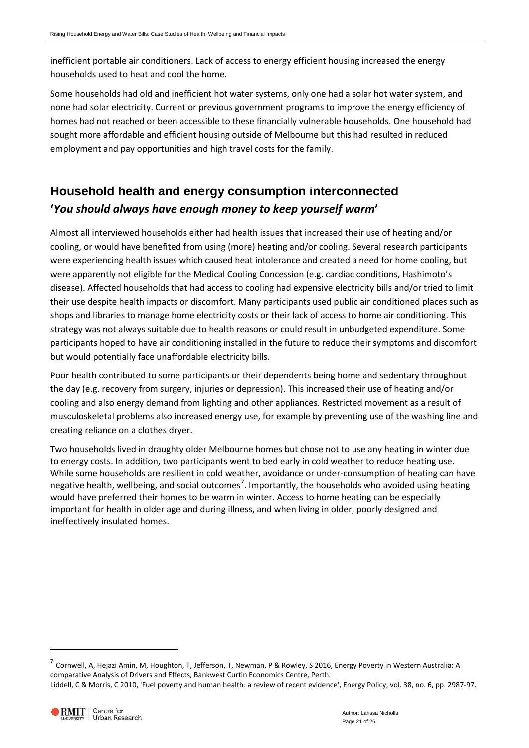inefficient portable air conditioners. Lack of access to energy efficient housing increased the energy households used to heat and cool the home.

Some households had old and inefficient hot water systems, only one had a solar hot water system, and none had solar electricity. Current or previous government programs to improve the energy efficiency of homes had not reached or been accessible to these financially vulnerable households. One household had sought more affordable and efficient housing outside of Melbourne but this had resulted in reduced employment and pay opportunities and high travel costs for the family.

## Household health and energy consumption interconnected

**'*You should always have enough money to keep yourself warm*'**

Almost all interviewed households either had health issues that increased their use of heating and/or cooling, or would have benefited from using (more) heating and/or cooling. Several research participants were experiencing health issues which caused heat intolerance and created a need for home cooling, but were apparently not eligible for the Medical Cooling Concession (e.g. cardiac conditions, Hashimoto's disease). Affected households that had access to cooling had expensive electricity bills and/or tried to limit their use despite health impacts or discomfort. Many participants used public air conditioned places such as shops and libraries to manage home electricity costs or their lack of access to home air conditioning. This strategy was not always suitable due to health reasons or could result in unbudgeted expenditure. Some participants hoped to have air conditioning installed in the future to reduce their symptoms and discomfort but would potentially face unaffordable electricity bills.

Poor health contributed to some participants or their dependents being home and sedentary throughout the day (e.g. recovery from surgery, injuries or depression). This increased their use of heating and/or cooling and also energy demand from lighting and other appliances. Restricted movement as a result of musculoskeletal problems also increased energy use, for example by preventing use of the washing line and creating reliance on a clothes dryer.

Two households lived in draughty older Melbourne homes but chose not to use any heating in winter due to energy costs. In addition, two participants went to bed early in cold weather to reduce heating use. While some households are resilient in cold weather, avoidance or under-consumption of heating can have negative health, wellbeing, and social outcomes[7]. Importantly, the households who avoided using heating would have preferred their homes to be warm in winter. Access to home heating can be especially important for health in older age and during illness, and when living in older, poorly designed and ineffectively insulated homes.

---

[7] Cornwell, A, Hejazi Amin, M, Houghton, T, Jefferson, T, Newman, P & Rowley, S 2016, Energy Poverty in Western Australia: A comparative Analysis of Drivers and Effects, Bankwest Curtin Economics Centre, Perth.
Liddell, C & Morris, C 2010, 'Fuel poverty and human health: a review of recent evidence', Energy Policy, vol. 38, no. 6, pp. 2987-97.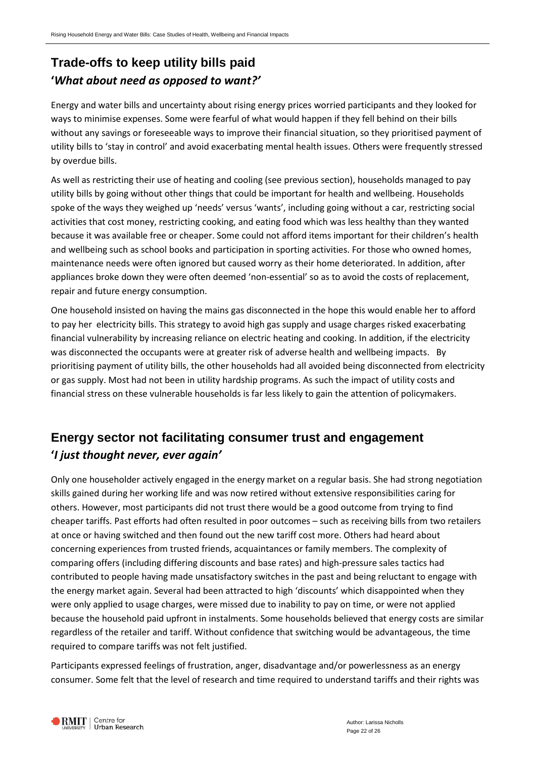## Trade-offs to keep utility bills paid

### *'What about need as opposed to want?'*

Energy and water bills and uncertainty about rising energy prices worried participants and they looked for ways to minimise expenses. Some were fearful of what would happen if they fell behind on their bills without any savings or foreseeable ways to improve their financial situation, so they prioritised payment of utility bills to 'stay in control' and avoid exacerbating mental health issues. Others were frequently stressed by overdue bills.

As well as restricting their use of heating and cooling (see previous section), households managed to pay utility bills by going without other things that could be important for health and wellbeing. Households spoke of the ways they weighed up 'needs' versus 'wants', including going without a car, restricting social activities that cost money, restricting cooking, and eating food which was less healthy than they wanted because it was available free or cheaper. Some could not afford items important for their children's health and wellbeing such as school books and participation in sporting activities. For those who owned homes, maintenance needs were often ignored but caused worry as their home deteriorated. In addition, after appliances broke down they were often deemed 'non-essential' so as to avoid the costs of replacement, repair and future energy consumption.

One household insisted on having the mains gas disconnected in the hope this would enable her to afford to pay her electricity bills. This strategy to avoid high gas supply and usage charges risked exacerbating financial vulnerability by increasing reliance on electric heating and cooking. In addition, if the electricity was disconnected the occupants were at greater risk of adverse health and wellbeing impacts. By prioritising payment of utility bills, the other households had all avoided being disconnected from electricity or gas supply. Most had not been in utility hardship programs. As such the impact of utility costs and financial stress on these vulnerable households is far less likely to gain the attention of policymakers.

## Energy sector not facilitating consumer trust and engagement

### *'I just thought never, ever again'*

Only one householder actively engaged in the energy market on a regular basis. She had strong negotiation skills gained during her working life and was now retired without extensive responsibilities caring for others. However, most participants did not trust there would be a good outcome from trying to find cheaper tariffs. Past efforts had often resulted in poor outcomes – such as receiving bills from two retailers at once or having switched and then found out the new tariff cost more. Others had heard about concerning experiences from trusted friends, acquaintances or family members. The complexity of comparing offers (including differing discounts and base rates) and high-pressure sales tactics had contributed to people having made unsatisfactory switches in the past and being reluctant to engage with the energy market again. Several had been attracted to high 'discounts' which disappointed when they were only applied to usage charges, were missed due to inability to pay on time, or were not applied because the household paid upfront in instalments. Some households believed that energy costs are similar regardless of the retailer and tariff. Without confidence that switching would be advantageous, the time required to compare tariffs was not felt justified.

Participants expressed feelings of frustration, anger, disadvantage and/or powerlessness as an energy consumer. Some felt that the level of research and time required to understand tariffs and their rights was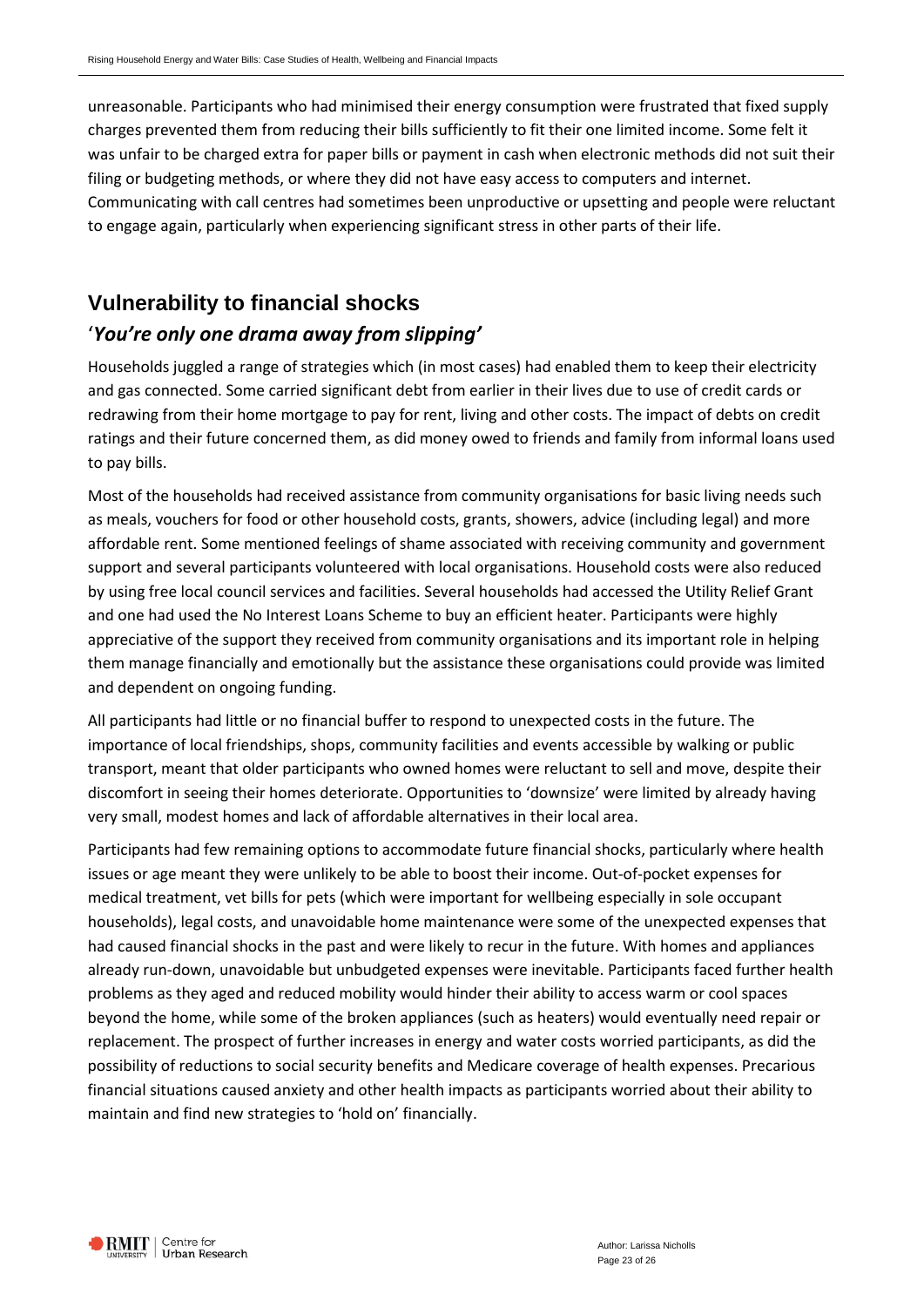unreasonable. Participants who had minimised their energy consumption were frustrated that fixed supply charges prevented them from reducing their bills sufficiently to fit their one limited income. Some felt it was unfair to be charged extra for paper bills or payment in cash when electronic methods did not suit their filing or budgeting methods, or where they did not have easy access to computers and internet. Communicating with call centres had sometimes been unproductive or upsetting and people were reluctant to engage again, particularly when experiencing significant stress in other parts of their life.

## Vulnerability to financial shocks

### '*You're only one drama away from slipping'*

Households juggled a range of strategies which (in most cases) had enabled them to keep their electricity and gas connected. Some carried significant debt from earlier in their lives due to use of credit cards or redrawing from their home mortgage to pay for rent, living and other costs. The impact of debts on credit ratings and their future concerned them, as did money owed to friends and family from informal loans used to pay bills.

Most of the households had received assistance from community organisations for basic living needs such as meals, vouchers for food or other household costs, grants, showers, advice (including legal) and more affordable rent. Some mentioned feelings of shame associated with receiving community and government support and several participants volunteered with local organisations. Household costs were also reduced by using free local council services and facilities. Several households had accessed the Utility Relief Grant and one had used the No Interest Loans Scheme to buy an efficient heater. Participants were highly appreciative of the support they received from community organisations and its important role in helping them manage financially and emotionally but the assistance these organisations could provide was limited and dependent on ongoing funding.

All participants had little or no financial buffer to respond to unexpected costs in the future. The importance of local friendships, shops, community facilities and events accessible by walking or public transport, meant that older participants who owned homes were reluctant to sell and move, despite their discomfort in seeing their homes deteriorate. Opportunities to 'downsize' were limited by already having very small, modest homes and lack of affordable alternatives in their local area.

Participants had few remaining options to accommodate future financial shocks, particularly where health issues or age meant they were unlikely to be able to boost their income. Out-of-pocket expenses for medical treatment, vet bills for pets (which were important for wellbeing especially in sole occupant households), legal costs, and unavoidable home maintenance were some of the unexpected expenses that had caused financial shocks in the past and were likely to recur in the future. With homes and appliances already run-down, unavoidable but unbudgeted expenses were inevitable. Participants faced further health problems as they aged and reduced mobility would hinder their ability to access warm or cool spaces beyond the home, while some of the broken appliances (such as heaters) would eventually need repair or replacement. The prospect of further increases in energy and water costs worried participants, as did the possibility of reductions to social security benefits and Medicare coverage of health expenses. Precarious financial situations caused anxiety and other health impacts as participants worried about their ability to maintain and find new strategies to 'hold on' financially.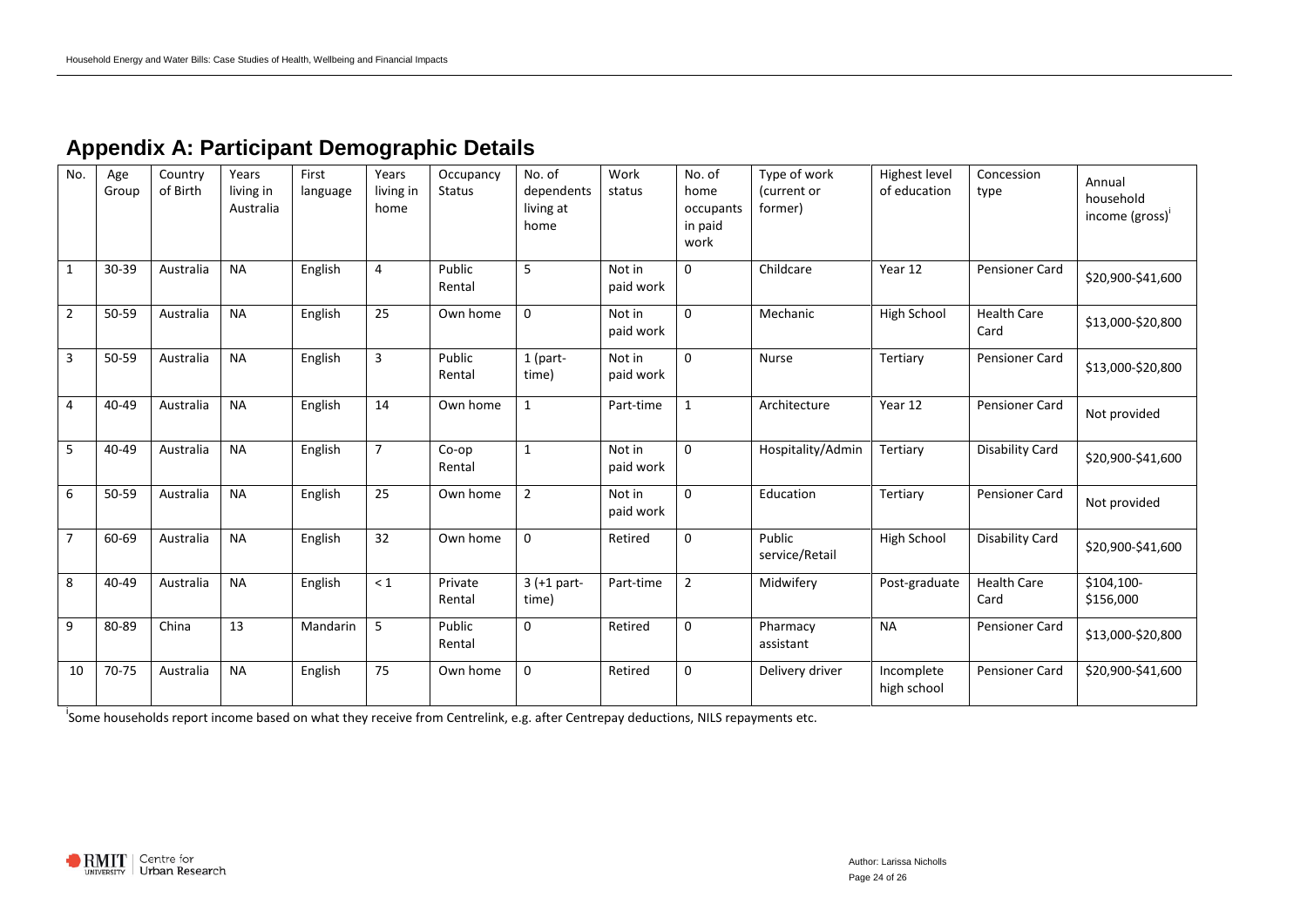# Appendix A: Participant Demographic Details

| No. | Age Group | Country of Birth | Years living in Australia | First language | Years living in home | Occupancy Status | No. of dependents living at home | Work status | No. of home occupants in paid work | Type of work (current or former) | Highest level of education | Concession type | Annual household income (gross)[i] |
|---|---|---|---|---|---|---|---|---|---|---|---|---|---|
| 1 | 30-39 | Australia | NA | English | 4 | Public Rental | 5 | Not in paid work | 0 | Childcare | Year 12 | Pensioner Card | $20,900-$41,600 |
| 2 | 50-59 | Australia | NA | English | 25 | Own home | 0 | Not in paid work | 0 | Mechanic | High School | Health Care Card | $13,000-$20,800 |
| 3 | 50-59 | Australia | NA | English | 3 | Public Rental | 1 (part-time) | Not in paid work | 0 | Nurse | Tertiary | Pensioner Card | $13,000-$20,800 |
| 4 | 40-49 | Australia | NA | English | 14 | Own home | 1 | Part-time | 1 | Architecture | Year 12 | Pensioner Card | Not provided |
| 5 | 40-49 | Australia | NA | English | 7 | Co-op Rental | 1 | Not in paid work | 0 | Hospitality/Admin | Tertiary | Disability Card | $20,900-$41,600 |
| 6 | 50-59 | Australia | NA | English | 25 | Own home | 2 | Not in paid work | 0 | Education | Tertiary | Pensioner Card | Not provided |
| 7 | 60-69 | Australia | NA | English | 32 | Own home | 0 | Retired | 0 | Public service/Retail | High School | Disability Card | $20,900-$41,600 |
| 8 | 40-49 | Australia | NA | English | < 1 | Private Rental | 3 (+1 part-time) | Part-time | 2 | Midwifery | Post-graduate | Health Care Card | $104,100-$156,000 |
| 9 | 80-89 | China | 13 | Mandarin | 5 | Public Rental | 0 | Retired | 0 | Pharmacy assistant | NA | Pensioner Card | $13,000-$20,800 |
| 10 | 70-75 | Australia | NA | English | 75 | Own home | 0 | Retired | 0 | Delivery driver | Incomplete high school | Pensioner Card | $20,900-$41,600 |

[i] Some households report income based on what they receive from Centrelink, e.g. after Centrepay deductions, NILS repayments etc.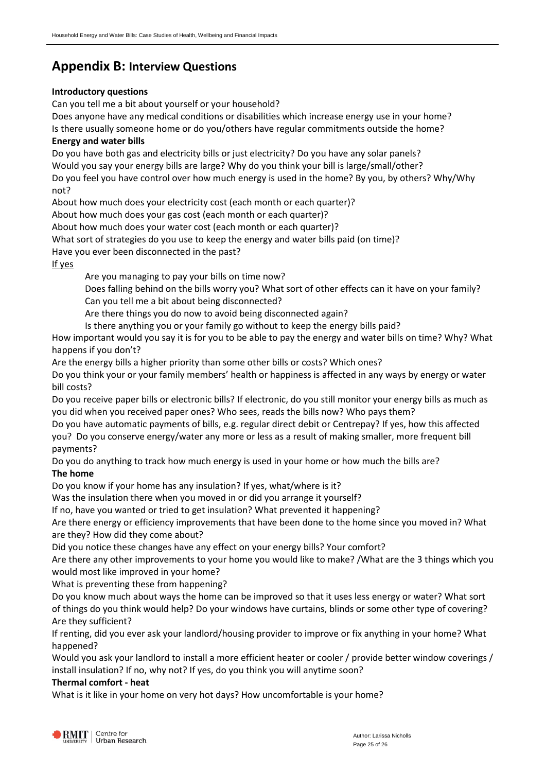# Appendix B: Interview Questions

**Introductory questions**

Can you tell me a bit about yourself or your household?

Does anyone have any medical conditions or disabilities which increase energy use in your home?

Is there usually someone home or do you/others have regular commitments outside the home?

**Energy and water bills**

Do you have both gas and electricity bills or just electricity? Do you have any solar panels?

Would you say your energy bills are large? Why do you think your bill is large/small/other?

Do you feel you have control over how much energy is used in the home? By you, by others? Why/Why not?

About how much does your electricity cost (each month or each quarter)?

About how much does your gas cost (each month or each quarter)?

About how much does your water cost (each month or each quarter)?

What sort of strategies do you use to keep the energy and water bills paid (on time)?

Have you ever been disconnected in the past?

<u>If yes</u>

> Are you managing to pay your bills on time now?
>
> Does falling behind on the bills worry you? What sort of other effects can it have on your family?
>
> Can you tell me a bit about being disconnected?
>
> Are there things you do now to avoid being disconnected again?
>
> Is there anything you or your family go without to keep the energy bills paid?

How important would you say it is for you to be able to pay the energy and water bills on time? Why? What happens if you don't?

Are the energy bills a higher priority than some other bills or costs? Which ones?

Do you think your or your family members' health or happiness is affected in any ways by energy or water bill costs?

Do you receive paper bills or electronic bills? If electronic, do you still monitor your energy bills as much as you did when you received paper ones? Who sees, reads the bills now? Who pays them?

Do you have automatic payments of bills, e.g. regular direct debit or Centrepay? If yes, how this affected you? Do you conserve energy/water any more or less as a result of making smaller, more frequent bill payments?

Do you do anything to track how much energy is used in your home or how much the bills are?

**The home**

Do you know if your home has any insulation? If yes, what/where is it?

Was the insulation there when you moved in or did you arrange it yourself?

If no, have you wanted or tried to get insulation? What prevented it happening?

Are there energy or efficiency improvements that have been done to the home since you moved in? What are they? How did they come about?

Did you notice these changes have any effect on your energy bills? Your comfort?

Are there any other improvements to your home you would like to make? /What are the 3 things which you would most like improved in your home?

What is preventing these from happening?

Do you know much about ways the home can be improved so that it uses less energy or water? What sort of things do you think would help? Do your windows have curtains, blinds or some other type of covering? Are they sufficient?

If renting, did you ever ask your landlord/housing provider to improve or fix anything in your home? What happened?

Would you ask your landlord to install a more efficient heater or cooler / provide better window coverings / install insulation? If no, why not? If yes, do you think you will anytime soon?

**Thermal comfort - heat**

What is it like in your home on very hot days? How uncomfortable is your home?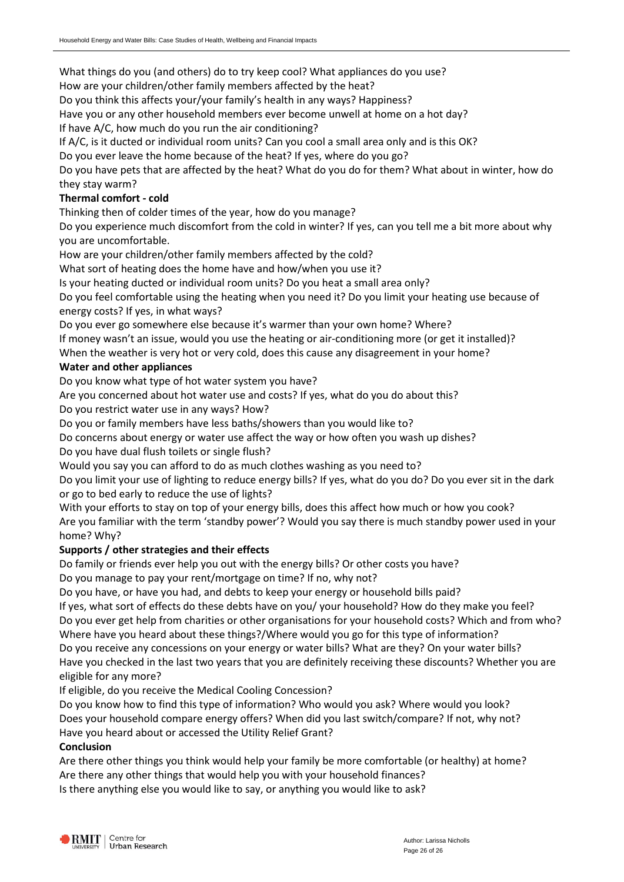What things do you (and others) do to try keep cool? What appliances do you use?
How are your children/other family members affected by the heat?
Do you think this affects your/your family's health in any ways? Happiness?
Have you or any other household members ever become unwell at home on a hot day?
If have A/C, how much do you run the air conditioning?
If A/C, is it ducted or individual room units? Can you cool a small area only and is this OK?
Do you ever leave the home because of the heat? If yes, where do you go?
Do you have pets that are affected by the heat? What do you do for them? What about in winter, how do they stay warm?

**Thermal comfort - cold**

Thinking then of colder times of the year, how do you manage?
Do you experience much discomfort from the cold in winter? If yes, can you tell me a bit more about why you are uncomfortable.
How are your children/other family members affected by the cold?
What sort of heating does the home have and how/when you use it?
Is your heating ducted or individual room units? Do you heat a small area only?
Do you feel comfortable using the heating when you need it? Do you limit your heating use because of energy costs? If yes, in what ways?
Do you ever go somewhere else because it's warmer than your own home? Where?
If money wasn't an issue, would you use the heating or air-conditioning more (or get it installed)?
When the weather is very hot or very cold, does this cause any disagreement in your home?

**Water and other appliances**

Do you know what type of hot water system you have?
Are you concerned about hot water use and costs? If yes, what do you do about this?
Do you restrict water use in any ways? How?
Do you or family members have less baths/showers than you would like to?
Do concerns about energy or water use affect the way or how often you wash up dishes?
Do you have dual flush toilets or single flush?
Would you say you can afford to do as much clothes washing as you need to?
Do you limit your use of lighting to reduce energy bills? If yes, what do you do? Do you ever sit in the dark or go to bed early to reduce the use of lights?
With your efforts to stay on top of your energy bills, does this affect how much or how you cook?
Are you familiar with the term 'standby power'? Would you say there is much standby power used in your home? Why?

**Supports / other strategies and their effects**

Do family or friends ever help you out with the energy bills? Or other costs you have?
Do you manage to pay your rent/mortgage on time? If no, why not?
Do you have, or have you had, and debts to keep your energy or household bills paid?
If yes, what sort of effects do these debts have on you/ your household? How do they make you feel?
Do you ever get help from charities or other organisations for your household costs? Which and from who?
Where have you heard about these things?/Where would you go for this type of information?
Do you receive any concessions on your energy or water bills? What are they? On your water bills?
Have you checked in the last two years that you are definitely receiving these discounts? Whether you are eligible for any more?
If eligible, do you receive the Medical Cooling Concession?
Do you know how to find this type of information? Who would you ask? Where would you look?
Does your household compare energy offers? When did you last switch/compare? If not, why not?
Have you heard about or accessed the Utility Relief Grant?

**Conclusion**

Are there other things you think would help your family be more comfortable (or healthy) at home?
Are there any other things that would help you with your household finances?
Is there anything else you would like to say, or anything you would like to ask?